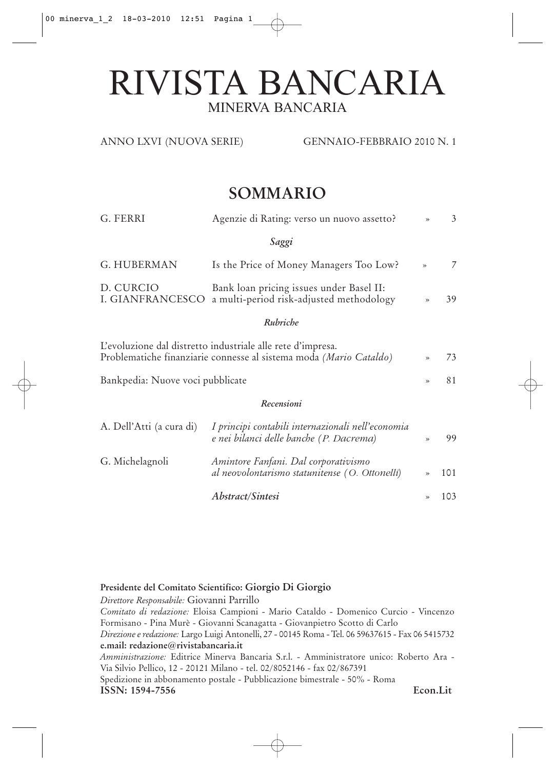# RIVISTA BANCARIA

MINERVA BANCARIA

ANNO LXVI (NUOVA SERIE) GENNAIO-FEBBRAIO 2010 N. 1

## SOMMARIO

| | | |
|---|---|---|
| G. FERRI | Agenzie di Rating: verso un nuovo assetto? | » 3 |
| | ***Saggi*** | |
| G. HUBERMAN | Is the Price of Money Managers Too Low? | » 7 |
| D. CURCIO<br>I. GIANFRANCESCO | Bank loan pricing issues under Basel II: a multi-period risk-adjusted methodology | » 39 |
| | ***Rubriche*** | |
| L'evoluzione dal distretto industriale alle rete d'impresa. Problematiche finanziarie connesse al sistema moda *(Mario Cataldo)* | | » 73 |
| Bankpedia: Nuove voci pubblicate | | » 81 |
| | ***Recensioni*** | |
| A. Dell'Atti (a cura di) | *I principi contabili internazionali nell'economia e nei bilanci delle banche (P. Dacrema)* | » 99 |
| G. Michelagnoli | *Amintore Fanfani. Dal corporativismo al neovolontarismo statunitense (O. Ottonelli)* | » 101 |
| | ***Abstract/Sintesi*** | » 103 |

**Presidente del Comitato Scientifico: Giorgio Di Giorgio**

*Direttore Responsabile:* Giovanni Parrillo

*Comitato di redazione:* Eloisa Campioni - Mario Cataldo - Domenico Curcio - Vincenzo Formisano - Pina Murè - Giovanni Scanagatta - Giovanpietro Scotto di Carlo

*Direzione e redazione:* Largo Luigi Antonelli, 27 - 00145 Roma - Tel. 06 59637615 - Fax 06 5415732

**e.mail: redazione@rivistabancaria.it**

*Amministrazione:* Editrice Minerva Bancaria S.r.l. - Amministratore unico: Roberto Ara - Via Silvio Pellico, 12 - 20121 Milano - tel. 02/8052146 - fax 02/867391

Spedizione in abbonamento postale - Pubblicazione bimestrale - 50% - Roma

**ISSN: 1594-7556** **Econ.Lit**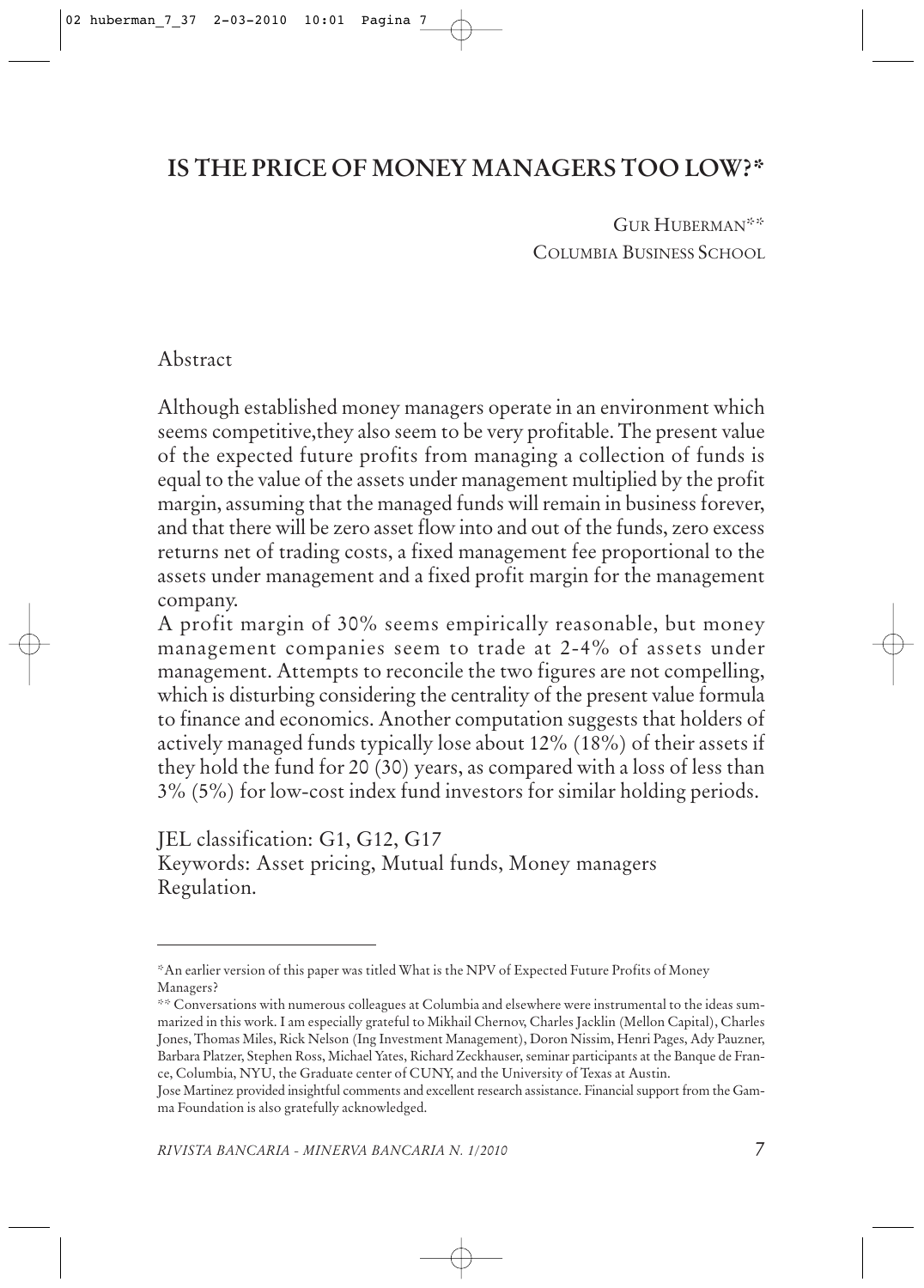# IS THE PRICE OF MONEY MANAGERS TOO LOW?*

GUR HUBERMAN**
COLUMBIA BUSINESS SCHOOL

## Abstract

Although established money managers operate in an environment which seems competitive,they also seem to be very profitable. The present value of the expected future profits from managing a collection of funds is equal to the value of the assets under management multiplied by the profit margin, assuming that the managed funds will remain in business forever, and that there will be zero asset flow into and out of the funds, zero excess returns net of trading costs, a fixed management fee proportional to the assets under management and a fixed profit margin for the management company.

A profit margin of 30% seems empirically reasonable, but money management companies seem to trade at 2-4% of assets under management. Attempts to reconcile the two figures are not compelling, which is disturbing considering the centrality of the present value formula to finance and economics. Another computation suggests that holders of actively managed funds typically lose about 12% (18%) of their assets if they hold the fund for 20 (30) years, as compared with a loss of less than 3% (5%) for low-cost index fund investors for similar holding periods.

JEL classification: G1, G12, G17
Keywords: Asset pricing, Mutual funds, Money managers Regulation.

---

*An earlier version of this paper was titled What is the NPV of Expected Future Profits of Money Managers?

** Conversations with numerous colleagues at Columbia and elsewhere were instrumental to the ideas summarized in this work. I am especially grateful to Mikhail Chernov, Charles Jacklin (Mellon Capital), Charles Jones, Thomas Miles, Rick Nelson (Ing Investment Management), Doron Nissim, Henri Pages, Ady Pauzner, Barbara Platzer, Stephen Ross, Michael Yates, Richard Zeckhauser, seminar participants at the Banque de France, Columbia, NYU, the Graduate center of CUNY, and the University of Texas at Austin.

Jose Martinez provided insightful comments and excellent research assistance. Financial support from the Gamma Foundation is also gratefully acknowledged.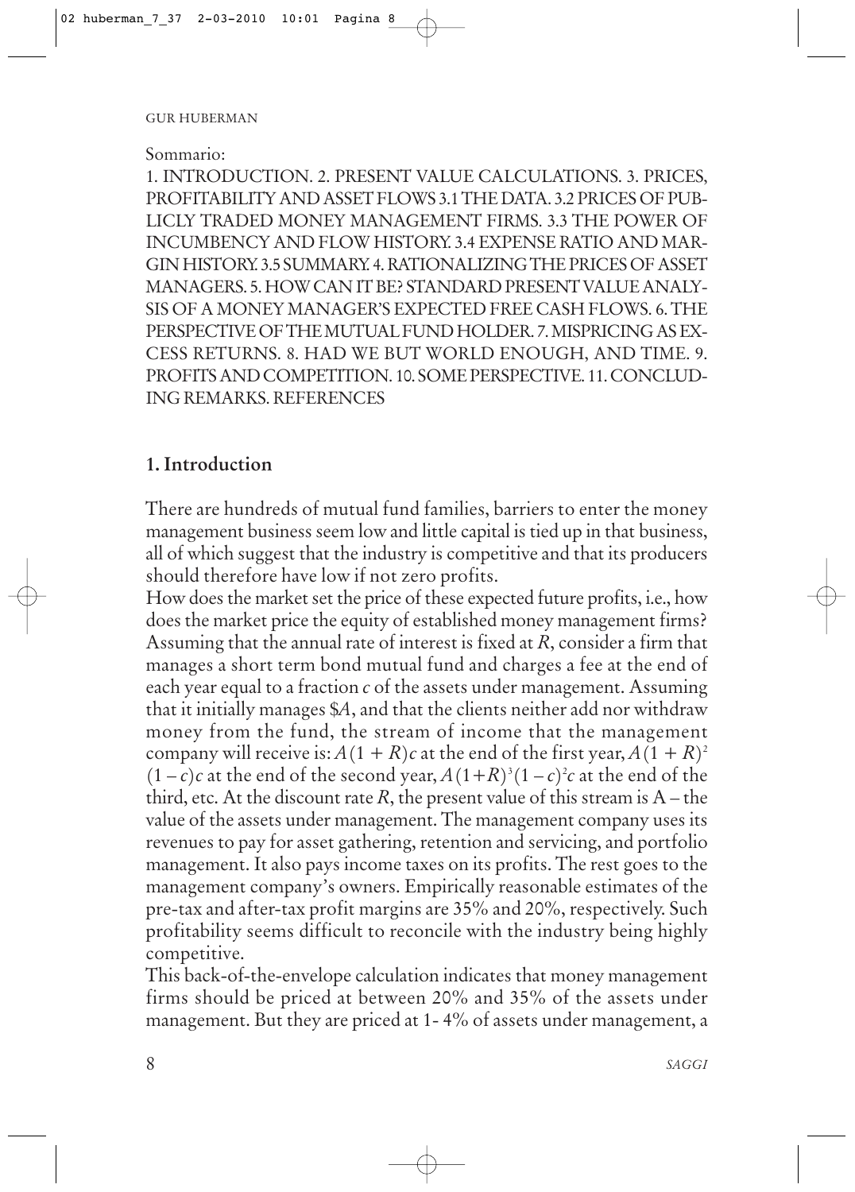Sommario:

1. INTRODUCTION. 2. PRESENT VALUE CALCULATIONS. 3. PRICES, PROFITABILITY AND ASSET FLOWS 3.1 THE DATA. 3.2 PRICES OF PUBLICLY TRADED MONEY MANAGEMENT FIRMS. 3.3 THE POWER OF INCUMBENCY AND FLOW HISTORY. 3.4 EXPENSE RATIO AND MARGIN HISTORY. 3.5 SUMMARY. 4. RATIONALIZING THE PRICES OF ASSET MANAGERS. 5. HOW CAN IT BE? STANDARD PRESENT VALUE ANALYSIS OF A MONEY MANAGER'S EXPECTED FREE CASH FLOWS. 6. THE PERSPECTIVE OF THE MUTUAL FUND HOLDER. 7. MISPRICING AS EXCESS RETURNS. 8. HAD WE BUT WORLD ENOUGH, AND TIME. 9. PROFITS AND COMPETITION. 10. SOME PERSPECTIVE. 11. CONCLUDING REMARKS. REFERENCES

## 1. Introduction

There are hundreds of mutual fund families, barriers to enter the money management business seem low and little capital is tied up in that business, all of which suggest that the industry is competitive and that its producers should therefore have low if not zero profits.

How does the market set the price of these expected future profits, i.e., how does the market price the equity of established money management firms? Assuming that the annual rate of interest is fixed at $R$, consider a firm that manages a short term bond mutual fund and charges a fee at the end of each year equal to a fraction $c$ of the assets under management. Assuming that it initially manages \$$A$, and that the clients neither add nor withdraw money from the fund, the stream of income that the management company will receive is: $A(1 + R)c$ at the end of the first year, $A(1 + R)^2(1 - c)c$ at the end of the second year, $A(1+R)^3(1 - c)^2c$ at the end of the third, etc. At the discount rate $R$, the present value of this stream is A – the value of the assets under management. The management company uses its revenues to pay for asset gathering, retention and servicing, and portfolio management. It also pays income taxes on its profits. The rest goes to the management company's owners. Empirically reasonable estimates of the pre-tax and after-tax profit margins are 35% and 20%, respectively. Such profitability seems difficult to reconcile with the industry being highly competitive.

This back-of-the-envelope calculation indicates that money management firms should be priced at between 20% and 35% of the assets under management. But they are priced at 1- 4% of assets under management, a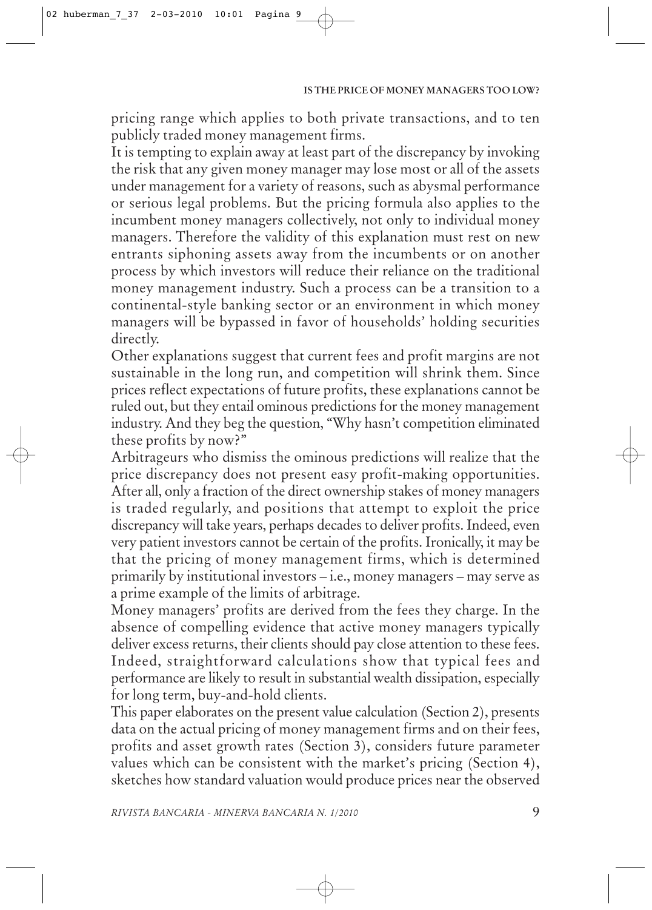pricing range which applies to both private transactions, and to ten publicly traded money management firms.

It is tempting to explain away at least part of the discrepancy by invoking the risk that any given money manager may lose most or all of the assets under management for a variety of reasons, such as abysmal performance or serious legal problems. But the pricing formula also applies to the incumbent money managers collectively, not only to individual money managers. Therefore the validity of this explanation must rest on new entrants siphoning assets away from the incumbents or on another process by which investors will reduce their reliance on the traditional money management industry. Such a process can be a transition to a continental-style banking sector or an environment in which money managers will be bypassed in favor of households' holding securities directly.

Other explanations suggest that current fees and profit margins are not sustainable in the long run, and competition will shrink them. Since prices reflect expectations of future profits, these explanations cannot be ruled out, but they entail ominous predictions for the money management industry. And they beg the question, "Why hasn't competition eliminated these profits by now?"

Arbitrageurs who dismiss the ominous predictions will realize that the price discrepancy does not present easy profit-making opportunities. After all, only a fraction of the direct ownership stakes of money managers is traded regularly, and positions that attempt to exploit the price discrepancy will take years, perhaps decades to deliver profits. Indeed, even very patient investors cannot be certain of the profits. Ironically, it may be that the pricing of money management firms, which is determined primarily by institutional investors – i.e., money managers – may serve as a prime example of the limits of arbitrage.

Money managers' profits are derived from the fees they charge. In the absence of compelling evidence that active money managers typically deliver excess returns, their clients should pay close attention to these fees. Indeed, straightforward calculations show that typical fees and performance are likely to result in substantial wealth dissipation, especially for long term, buy-and-hold clients.

This paper elaborates on the present value calculation (Section 2), presents data on the actual pricing of money management firms and on their fees, profits and asset growth rates (Section 3), considers future parameter values which can be consistent with the market's pricing (Section 4), sketches how standard valuation would produce prices near the observed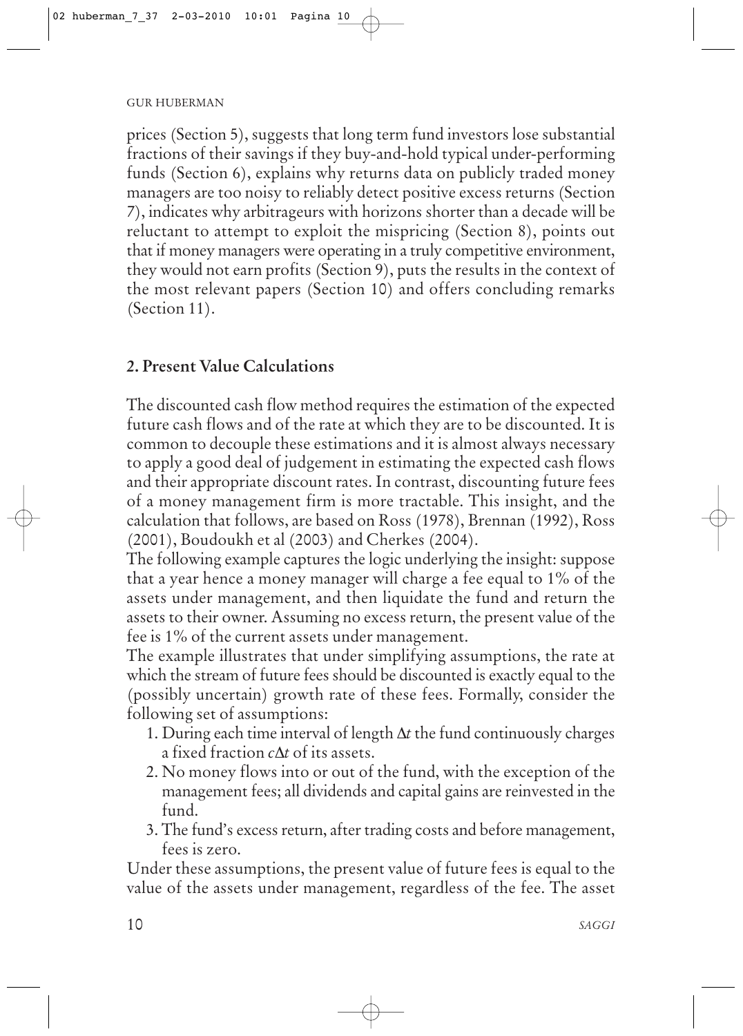prices (Section 5), suggests that long term fund investors lose substantial fractions of their savings if they buy-and-hold typical under-performing funds (Section 6), explains why returns data on publicly traded money managers are too noisy to reliably detect positive excess returns (Section 7), indicates why arbitrageurs with horizons shorter than a decade will be reluctant to attempt to exploit the mispricing (Section 8), points out that if money managers were operating in a truly competitive environment, they would not earn profits (Section 9), puts the results in the context of the most relevant papers (Section 10) and offers concluding remarks (Section 11).

## 2. Present Value Calculations

The discounted cash flow method requires the estimation of the expected future cash flows and of the rate at which they are to be discounted. It is common to decouple these estimations and it is almost always necessary to apply a good deal of judgement in estimating the expected cash flows and their appropriate discount rates. In contrast, discounting future fees of a money management firm is more tractable. This insight, and the calculation that follows, are based on Ross (1978), Brennan (1992), Ross (2001), Boudoukh et al (2003) and Cherkes (2004).

The following example captures the logic underlying the insight: suppose that a year hence a money manager will charge a fee equal to 1% of the assets under management, and then liquidate the fund and return the assets to their owner. Assuming no excess return, the present value of the fee is 1% of the current assets under management.

The example illustrates that under simplifying assumptions, the rate at which the stream of future fees should be discounted is exactly equal to the (possibly uncertain) growth rate of these fees. Formally, consider the following set of assumptions:

1. During each time interval of length $\Delta t$ the fund continuously charges a fixed fraction $c\Delta t$ of its assets.
2. No money flows into or out of the fund, with the exception of the management fees; all dividends and capital gains are reinvested in the fund.
3. The fund's excess return, after trading costs and before management, fees is zero.

Under these assumptions, the present value of future fees is equal to the value of the assets under management, regardless of the fee. The asset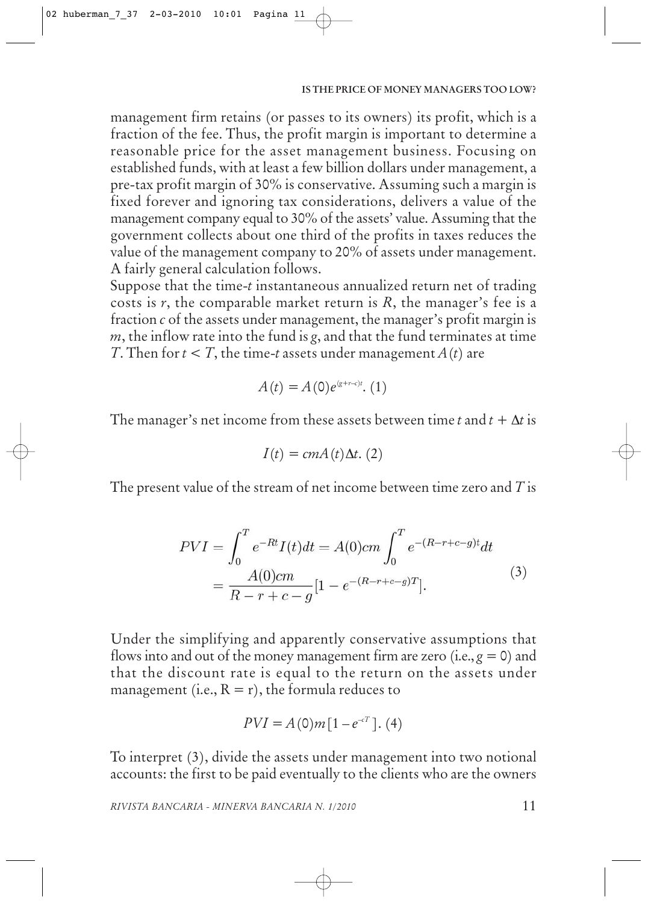management firm retains (or passes to its owners) its profit, which is a fraction of the fee. Thus, the profit margin is important to determine a reasonable price for the asset management business. Focusing on established funds, with at least a few billion dollars under management, a pre-tax profit margin of 30% is conservative. Assuming such a margin is fixed forever and ignoring tax considerations, delivers a value of the management company equal to 30% of the assets' value. Assuming that the government collects about one third of the profits in taxes reduces the value of the management company to 20% of assets under management. A fairly general calculation follows.

Suppose that the time-$t$ instantaneous annualized return net of trading costs is $r$, the comparable market return is $R$, the manager's fee is a fraction $c$ of the assets under management, the manager's profit margin is $m$, the inflow rate into the fund is $g$, and that the fund terminates at time $T$. Then for $t < T$, the time-$t$ assets under management $A(t)$ are

$$A(t) = A(0)e^{(g+r-c)t}. \quad (1)$$

The manager's net income from these assets between time $t$ and $t + \Delta t$ is

$$I(t) = cmA(t)\Delta t. \quad (2)$$

The present value of the stream of net income between time zero and $T$ is

$$\begin{aligned} PVI &= \int_0^T e^{-Rt} I(t)dt = A(0)cm \int_0^T e^{-(R-r+c-g)t}dt \\ &= \frac{A(0)cm}{R-r+c-g}[1 - e^{-(R-r+c-g)T}]. \end{aligned} \quad (3)$$

Under the simplifying and apparently conservative assumptions that flows into and out of the money management firm are zero (i.e., $g = 0$) and that the discount rate is equal to the return on the assets under management (i.e., $R = r$), the formula reduces to

$$PVI = A(0)m[1 - e^{-cT}]. \quad (4)$$

To interpret (3), divide the assets under management into two notional accounts: the first to be paid eventually to the clients who are the owners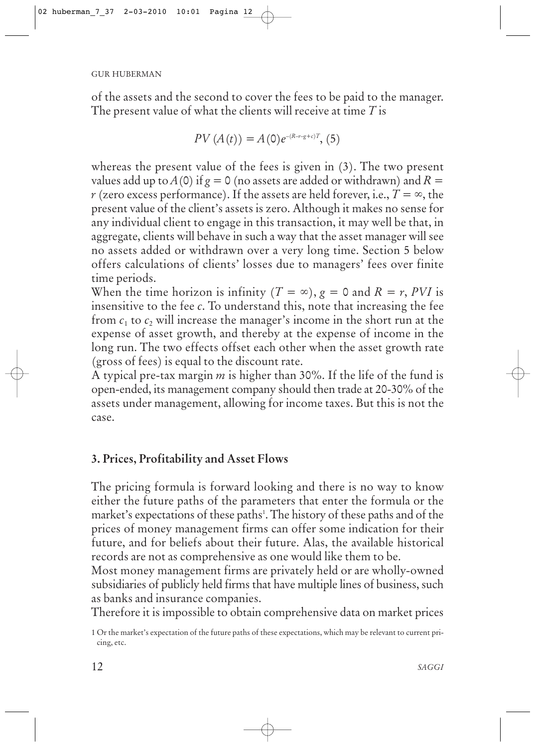of the assets and the second to cover the fees to be paid to the manager. The present value of what the clients will receive at time $T$ is

$$PV(A(t)) = A(0)e^{-(R-r-g+c)T}, \quad (5)$$

whereas the present value of the fees is given in (3). The two present values add up to $A(0)$ if $g = 0$ (no assets are added or withdrawn) and $R = r$ (zero excess performance). If the assets are held forever, i.e., $T = \infty$, the present value of the client's assets is zero. Although it makes no sense for any individual client to engage in this transaction, it may well be that, in aggregate, clients will behave in such a way that the asset manager will see no assets added or withdrawn over a very long time. Section 5 below offers calculations of clients' losses due to managers' fees over finite time periods.

When the time horizon is infinity ($T = \infty$), $g = 0$ and $R = r$, $PVI$ is insensitive to the fee $c$. To understand this, note that increasing the fee from $c_1$ to $c_2$ will increase the manager's income in the short run at the expense of asset growth, and thereby at the expense of income in the long run. The two effects offset each other when the asset growth rate (gross of fees) is equal to the discount rate.

A typical pre-tax margin $m$ is higher than 30%. If the life of the fund is open-ended, its management company should then trade at 20-30% of the assets under management, allowing for income taxes. But this is not the case.

## 3. Prices, Profitability and Asset Flows

The pricing formula is forward looking and there is no way to know either the future paths of the parameters that enter the formula or the market's expectations of these paths[1]. The history of these paths and of the prices of money management firms can offer some indication for their future, and for beliefs about their future. Alas, the available historical records are not as comprehensive as one would like them to be.

Most money management firms are privately held or are wholly-owned subsidiaries of publicly held firms that have multiple lines of business, such as banks and insurance companies.

Therefore it is impossible to obtain comprehensive data on market prices

1 Or the market's expectation of the future paths of these expectations, which may be relevant to current pricing, etc.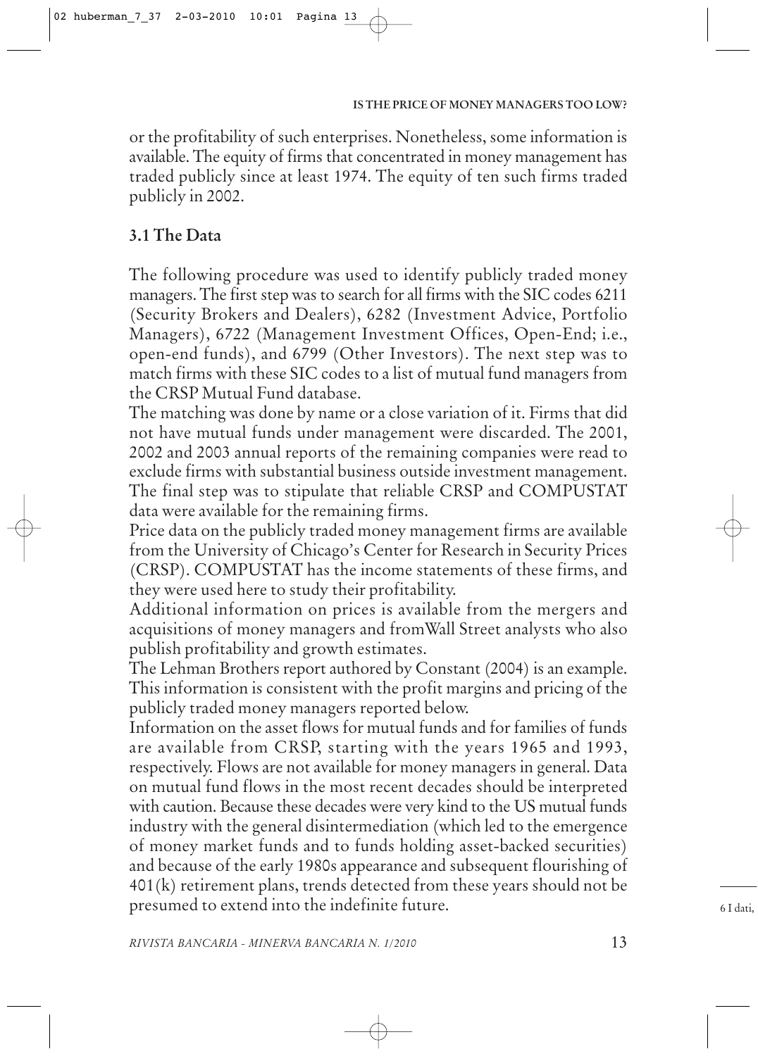or the profitability of such enterprises. Nonetheless, some information is available. The equity of firms that concentrated in money management has traded publicly since at least 1974. The equity of ten such firms traded publicly in 2002.

## 3.1 The Data

The following procedure was used to identify publicly traded money managers. The first step was to search for all firms with the SIC codes 6211 (Security Brokers and Dealers), 6282 (Investment Advice, Portfolio Managers), 6722 (Management Investment Offices, Open-End; i.e., open-end funds), and 6799 (Other Investors). The next step was to match firms with these SIC codes to a list of mutual fund managers from the CRSP Mutual Fund database.

The matching was done by name or a close variation of it. Firms that did not have mutual funds under management were discarded. The 2001, 2002 and 2003 annual reports of the remaining companies were read to exclude firms with substantial business outside investment management. The final step was to stipulate that reliable CRSP and COMPUSTAT data were available for the remaining firms.

Price data on the publicly traded money management firms are available from the University of Chicago's Center for Research in Security Prices (CRSP). COMPUSTAT has the income statements of these firms, and they were used here to study their profitability.

Additional information on prices is available from the mergers and acquisitions of money managers and fromWall Street analysts who also publish profitability and growth estimates.

The Lehman Brothers report authored by Constant (2004) is an example. This information is consistent with the profit margins and pricing of the publicly traded money managers reported below.

Information on the asset flows for mutual funds and for families of funds are available from CRSP, starting with the years 1965 and 1993, respectively. Flows are not available for money managers in general. Data on mutual fund flows in the most recent decades should be interpreted with caution. Because these decades were very kind to the US mutual funds industry with the general disintermediation (which led to the emergence of money market funds and to funds holding asset-backed securities) and because of the early 1980s appearance and subsequent flourishing of 401(k) retirement plans, trends detected from these years should not be presumed to extend into the indefinite future.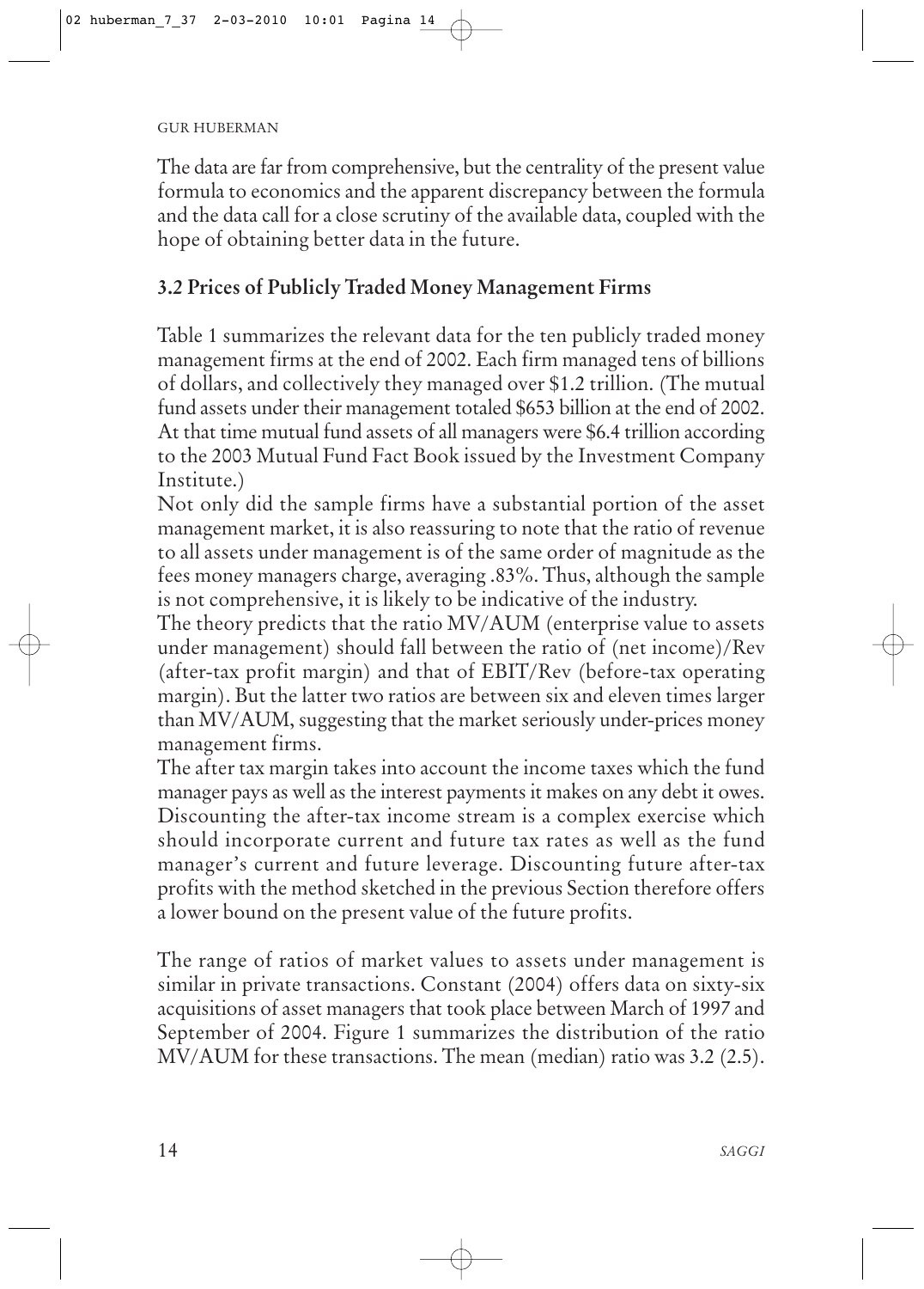The data are far from comprehensive, but the centrality of the present value formula to economics and the apparent discrepancy between the formula and the data call for a close scrutiny of the available data, coupled with the hope of obtaining better data in the future.

### 3.2 Prices of Publicly Traded Money Management Firms

Table 1 summarizes the relevant data for the ten publicly traded money management firms at the end of 2002. Each firm managed tens of billions of dollars, and collectively they managed over $1.2 trillion. (The mutual fund assets under their management totaled $653 billion at the end of 2002. At that time mutual fund assets of all managers were $6.4 trillion according to the 2003 Mutual Fund Fact Book issued by the Investment Company Institute.)

Not only did the sample firms have a substantial portion of the asset management market, it is also reassuring to note that the ratio of revenue to all assets under management is of the same order of magnitude as the fees money managers charge, averaging .83%. Thus, although the sample is not comprehensive, it is likely to be indicative of the industry.

The theory predicts that the ratio MV/AUM (enterprise value to assets under management) should fall between the ratio of (net income)/Rev (after-tax profit margin) and that of EBIT/Rev (before-tax operating margin). But the latter two ratios are between six and eleven times larger than MV/AUM, suggesting that the market seriously under-prices money management firms.

The after tax margin takes into account the income taxes which the fund manager pays as well as the interest payments it makes on any debt it owes. Discounting the after-tax income stream is a complex exercise which should incorporate current and future tax rates as well as the fund manager's current and future leverage. Discounting future after-tax profits with the method sketched in the previous Section therefore offers a lower bound on the present value of the future profits.

The range of ratios of market values to assets under management is similar in private transactions. Constant (2004) offers data on sixty-six acquisitions of asset managers that took place between March of 1997 and September of 2004. Figure 1 summarizes the distribution of the ratio MV/AUM for these transactions. The mean (median) ratio was 3.2 (2.5).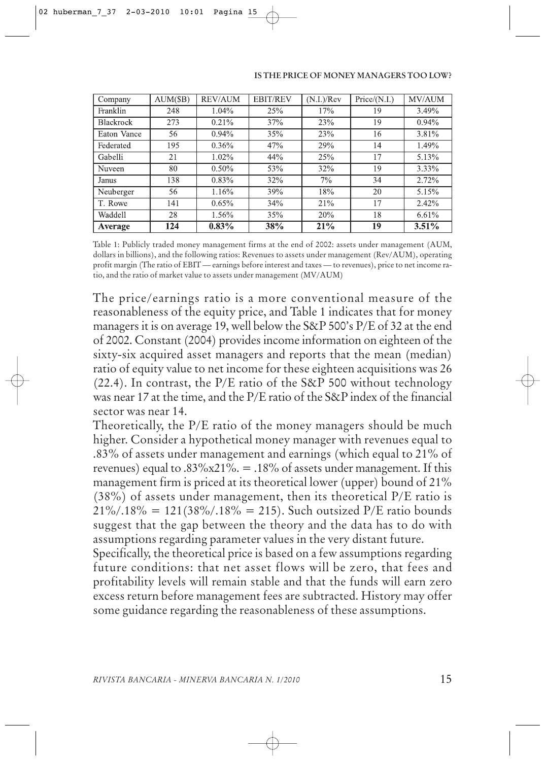| Company | AUM($B) | REV/AUM | EBIT/REV | (N.I.)/Rev | Price/(N.I.) | MV/AUM |
|---|---|---|---|---|---|---|
| Franklin | 248 | 1.04% | 25% | 17% | 19 | 3.49% |
| Blackrock | 273 | 0.21% | 37% | 23% | 19 | 0.94% |
| Eaton Vance | 56 | 0.94% | 35% | 23% | 16 | 3.81% |
| Federated | 195 | 0.36% | 47% | 29% | 14 | 1.49% |
| Gabelli | 21 | 1.02% | 44% | 25% | 17 | 5.13% |
| Nuveen | 80 | 0.50% | 53% | 32% | 19 | 3.33% |
| Janus | 138 | 0.83% | 32% | 7% | 34 | 2.72% |
| Neuberger | 56 | 1.16% | 39% | 18% | 20 | 5.15% |
| T. Rowe | 141 | 0.65% | 34% | 21% | 17 | 2.42% |
| Waddell | 28 | 1.56% | 35% | 20% | 18 | 6.61% |
| **Average** | **124** | **0.83%** | **38%** | **21%** | **19** | **3.51%** |

Table 1: Publicly traded money management firms at the end of 2002: assets under management (AUM, dollars in billions), and the following ratios: Revenues to assets under management (Rev/AUM), operating profit margin (The ratio of EBIT — earnings before interest and taxes — to revenues), price to net income ratio, and the ratio of market value to assets under management (MV/AUM)

The price/earnings ratio is a more conventional measure of the reasonableness of the equity price, and Table 1 indicates that for money managers it is on average 19, well below the S&P 500's P/E of 32 at the end of 2002. Constant (2004) provides income information on eighteen of the sixty-six acquired asset managers and reports that the mean (median) ratio of equity value to net income for these eighteen acquisitions was 26 (22.4). In contrast, the P/E ratio of the S&P 500 without technology was near 17 at the time, and the P/E ratio of the S&P index of the financial sector was near 14.

Theoretically, the P/E ratio of the money managers should be much higher. Consider a hypothetical money manager with revenues equal to .83% of assets under management and earnings (which equal to 21% of revenues) equal to $.83\% \times 21\%. = .18\%$ of assets under management. If this management firm is priced at its theoretical lower (upper) bound of 21% (38%) of assets under management, then its theoretical P/E ratio is $21\%/.18\% = 121 (38\%/.18\% = 215)$. Such outsized P/E ratio bounds suggest that the gap between the theory and the data has to do with assumptions regarding parameter values in the very distant future.

Specifically, the theoretical price is based on a few assumptions regarding future conditions: that net asset flows will be zero, that fees and profitability levels will remain stable and that the funds will earn zero excess return before management fees are subtracted. History may offer some guidance regarding the reasonableness of these assumptions.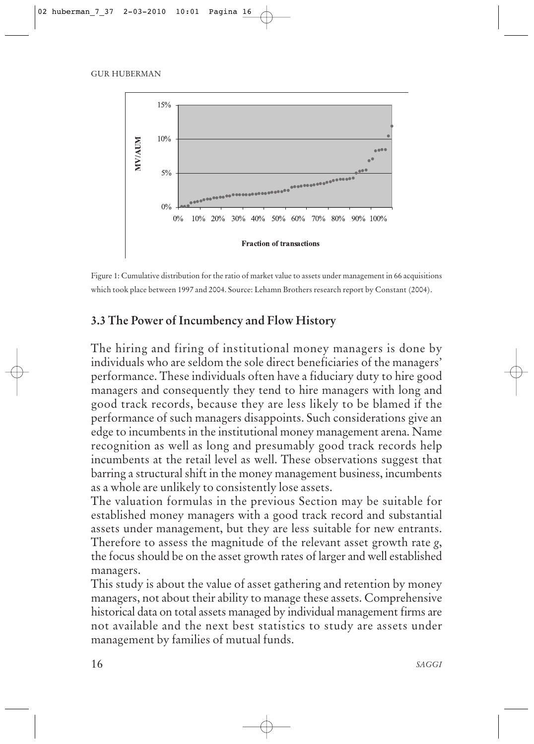Figure 1: Cumulative distribution for the ratio of market value to assets under management in 66 acquisitions which took place between 1997 and 2004. Source: Lehamn Brothers research report by Constant (2004).

### 3.3 The Power of Incumbency and Flow History

The hiring and firing of institutional money managers is done by individuals who are seldom the sole direct beneficiaries of the managers' performance. These individuals often have a fiduciary duty to hire good managers and consequently they tend to hire managers with long and good track records, because they are less likely to be blamed if the performance of such managers disappoints. Such considerations give an edge to incumbents in the institutional money management arena. Name recognition as well as long and presumably good track records help incumbents at the retail level as well. These observations suggest that barring a structural shift in the money management business, incumbents as a whole are unlikely to consistently lose assets.

The valuation formulas in the previous Section may be suitable for established money managers with a good track record and substantial assets under management, but they are less suitable for new entrants. Therefore to assess the magnitude of the relevant asset growth rate $g$, the focus should be on the asset growth rates of larger and well established managers.

This study is about the value of asset gathering and retention by money managers, not about their ability to manage these assets. Comprehensive historical data on total assets managed by individual management firms are not available and the next best statistics to study are assets under management by families of mutual funds.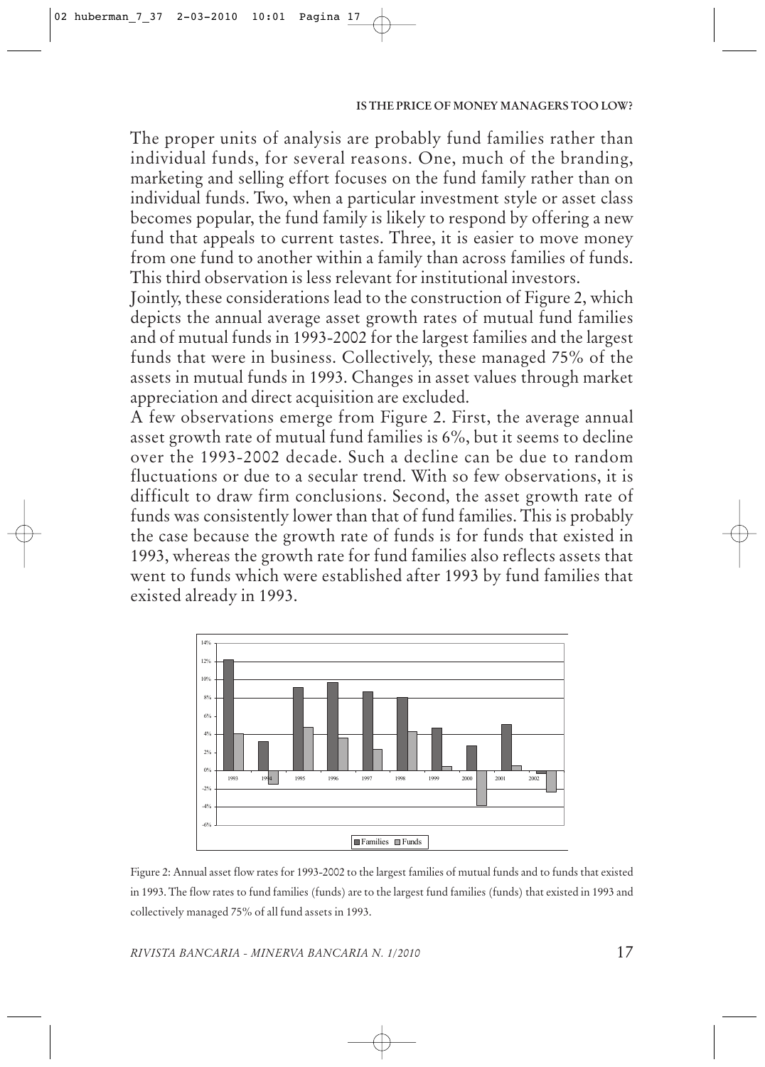The proper units of analysis are probably fund families rather than individual funds, for several reasons. One, much of the branding, marketing and selling effort focuses on the fund family rather than on individual funds. Two, when a particular investment style or asset class becomes popular, the fund family is likely to respond by offering a new fund that appeals to current tastes. Three, it is easier to move money from one fund to another within a family than across families of funds. This third observation is less relevant for institutional investors.

Jointly, these considerations lead to the construction of Figure 2, which depicts the annual average asset growth rates of mutual fund families and of mutual funds in 1993-2002 for the largest families and the largest funds that were in business. Collectively, these managed 75% of the assets in mutual funds in 1993. Changes in asset values through market appreciation and direct acquisition are excluded.

A few observations emerge from Figure 2. First, the average annual asset growth rate of mutual fund families is 6%, but it seems to decline over the 1993-2002 decade. Such a decline can be due to random fluctuations or due to a secular trend. With so few observations, it is difficult to draw firm conclusions. Second, the asset growth rate of funds was consistently lower than that of fund families. This is probably the case because the growth rate of funds is for funds that existed in 1993, whereas the growth rate for fund families also reflects assets that went to funds which were established after 1993 by fund families that existed already in 1993.

Figure 2: Annual asset flow rates for 1993-2002 to the largest families of mutual funds and to funds that existed in 1993. The flow rates to fund families (funds) are to the largest fund families (funds) that existed in 1993 and collectively managed 75% of all fund assets in 1993.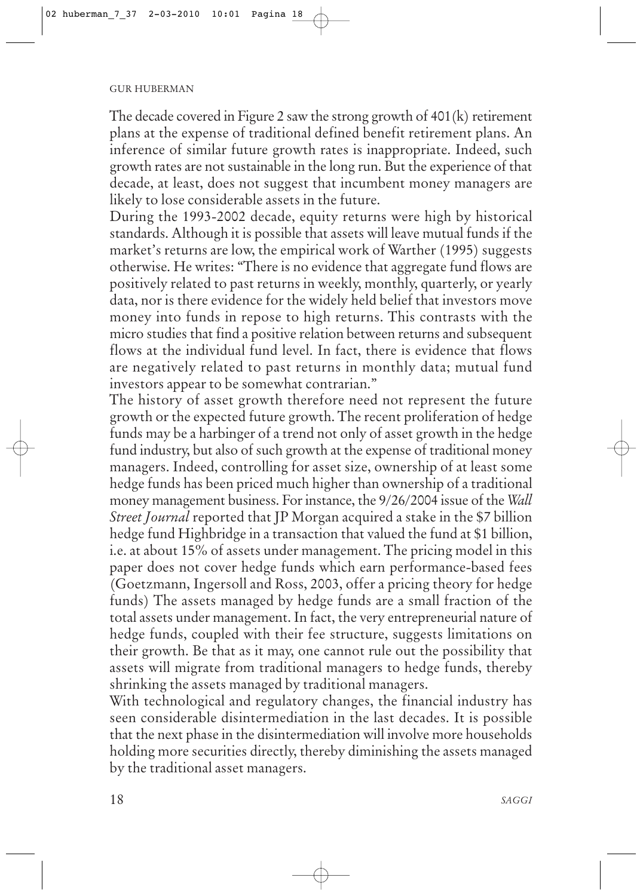The decade covered in Figure 2 saw the strong growth of 401(k) retirement plans at the expense of traditional defined benefit retirement plans. An inference of similar future growth rates is inappropriate. Indeed, such growth rates are not sustainable in the long run. But the experience of that decade, at least, does not suggest that incumbent money managers are likely to lose considerable assets in the future.

During the 1993-2002 decade, equity returns were high by historical standards. Although it is possible that assets will leave mutual funds if the market's returns are low, the empirical work of Warther (1995) suggests otherwise. He writes: "There is no evidence that aggregate fund flows are positively related to past returns in weekly, monthly, quarterly, or yearly data, nor is there evidence for the widely held belief that investors move money into funds in repose to high returns. This contrasts with the micro studies that find a positive relation between returns and subsequent flows at the individual fund level. In fact, there is evidence that flows are negatively related to past returns in monthly data; mutual fund investors appear to be somewhat contrarian."

The history of asset growth therefore need not represent the future growth or the expected future growth. The recent proliferation of hedge funds may be a harbinger of a trend not only of asset growth in the hedge fund industry, but also of such growth at the expense of traditional money managers. Indeed, controlling for asset size, ownership of at least some hedge funds has been priced much higher than ownership of a traditional money management business. For instance, the 9/26/2004 issue of the *Wall Street Journal* reported that JP Morgan acquired a stake in the $7 billion hedge fund Highbridge in a transaction that valued the fund at $1 billion, i.e. at about 15% of assets under management. The pricing model in this paper does not cover hedge funds which earn performance-based fees (Goetzmann, Ingersoll and Ross, 2003, offer a pricing theory for hedge funds) The assets managed by hedge funds are a small fraction of the total assets under management. In fact, the very entrepreneurial nature of hedge funds, coupled with their fee structure, suggests limitations on their growth. Be that as it may, one cannot rule out the possibility that assets will migrate from traditional managers to hedge funds, thereby shrinking the assets managed by traditional managers.

With technological and regulatory changes, the financial industry has seen considerable disintermediation in the last decades. It is possible that the next phase in the disintermediation will involve more households holding more securities directly, thereby diminishing the assets managed by the traditional asset managers.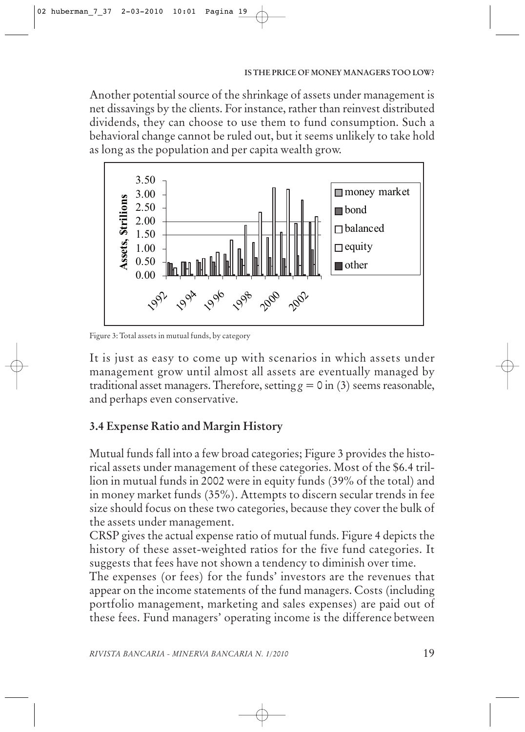Another potential source of the shrinkage of assets under management is net dissavings by the clients. For instance, rather than reinvest distributed dividends, they can choose to use them to fund consumption. Such a behavioral change cannot be ruled out, but it seems unlikely to take hold as long as the population and per capita wealth grow.

Figure 3: Total assets in mutual funds, by category

It is just as easy to come up with scenarios in which assets under management grow until almost all assets are eventually managed by traditional asset managers. Therefore, setting $g = 0$ in (3) seems reasonable, and perhaps even conservative.

### 3.4 Expense Ratio and Margin History

Mutual funds fall into a few broad categories; Figure 3 provides the historical assets under management of these categories. Most of the \$6.4 trillion in mutual funds in 2002 were in equity funds (39% of the total) and in money market funds (35%). Attempts to discern secular trends in fee size should focus on these two categories, because they cover the bulk of the assets under management.

CRSP gives the actual expense ratio of mutual funds. Figure 4 depicts the history of these asset-weighted ratios for the five fund categories. It suggests that fees have not shown a tendency to diminish over time.

The expenses (or fees) for the funds' investors are the revenues that appear on the income statements of the fund managers. Costs (including portfolio management, marketing and sales expenses) are paid out of these fees. Fund managers' operating income is the difference between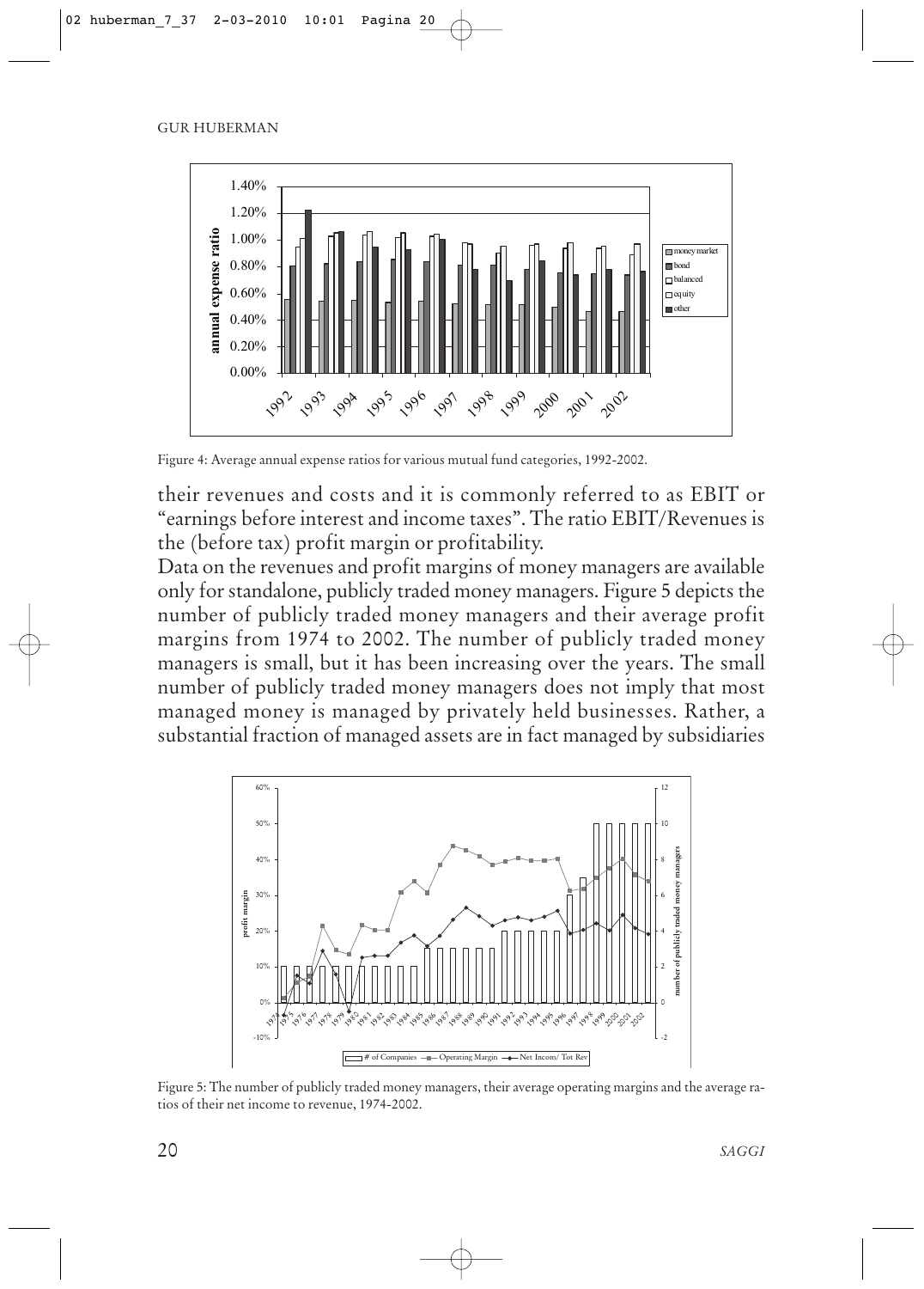Figure 4: Average annual expense ratios for various mutual fund categories, 1992-2002.

their revenues and costs and it is commonly referred to as EBIT or "earnings before interest and income taxes". The ratio EBIT/Revenues is the (before tax) profit margin or profitability.

Data on the revenues and profit margins of money managers are available only for standalone, publicly traded money managers. Figure 5 depicts the number of publicly traded money managers and their average profit margins from 1974 to 2002. The number of publicly traded money managers is small, but it has been increasing over the years. The small number of publicly traded money managers does not imply that most managed money is managed by privately held businesses. Rather, a substantial fraction of managed assets are in fact managed by subsidiaries

Figure 5: The number of publicly traded money managers, their average operating margins and the average ratios of their net income to revenue, 1974-2002.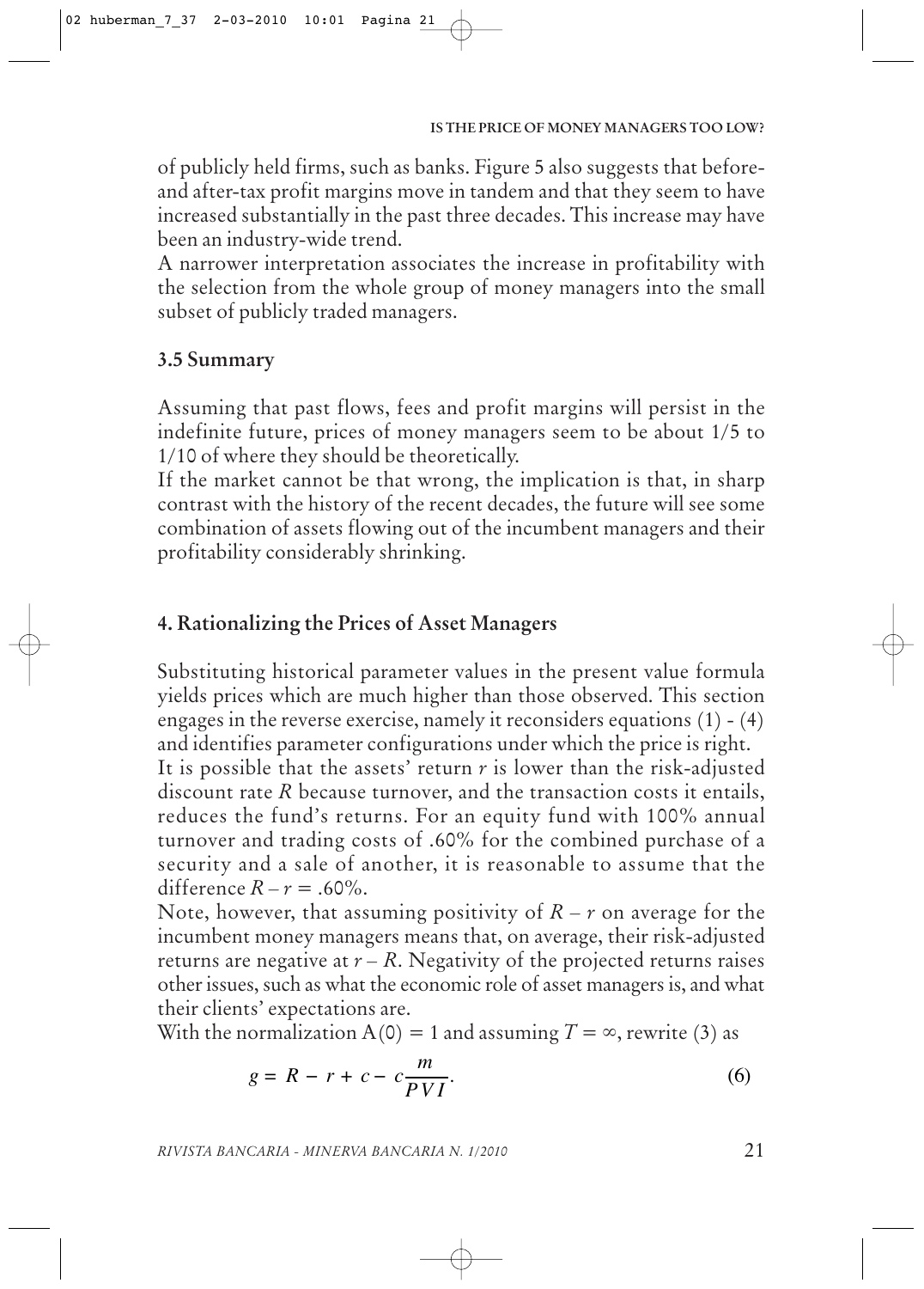of publicly held firms, such as banks. Figure 5 also suggests that before- and after-tax profit margins move in tandem and that they seem to have increased substantially in the past three decades. This increase may have been an industry-wide trend.

A narrower interpretation associates the increase in profitability with the selection from the whole group of money managers into the small subset of publicly traded managers.

### 3.5 Summary

Assuming that past flows, fees and profit margins will persist in the indefinite future, prices of money managers seem to be about 1/5 to 1/10 of where they should be theoretically.

If the market cannot be that wrong, the implication is that, in sharp contrast with the history of the recent decades, the future will see some combination of assets flowing out of the incumbent managers and their profitability considerably shrinking.

## 4. Rationalizing the Prices of Asset Managers

Substituting historical parameter values in the present value formula yields prices which are much higher than those observed. This section engages in the reverse exercise, namely it reconsiders equations (1) - (4) and identifies parameter configurations under which the price is right.

It is possible that the assets' return $r$ is lower than the risk-adjusted discount rate $R$ because turnover, and the transaction costs it entails, reduces the fund's returns. For an equity fund with 100% annual turnover and trading costs of .60% for the combined purchase of a security and a sale of another, it is reasonable to assume that the difference $R - r = .60\%$.

Note, however, that assuming positivity of $R - r$ on average for the incumbent money managers means that, on average, their risk-adjusted returns are negative at $r - R$. Negativity of the projected returns raises other issues, such as what the economic role of asset managers is, and what their clients' expectations are.

With the normalization $A(0) = 1$ and assuming $T = \infty$, rewrite (3) as

$$g = R - r + c - c\frac{m}{PVI}. \tag{6}$$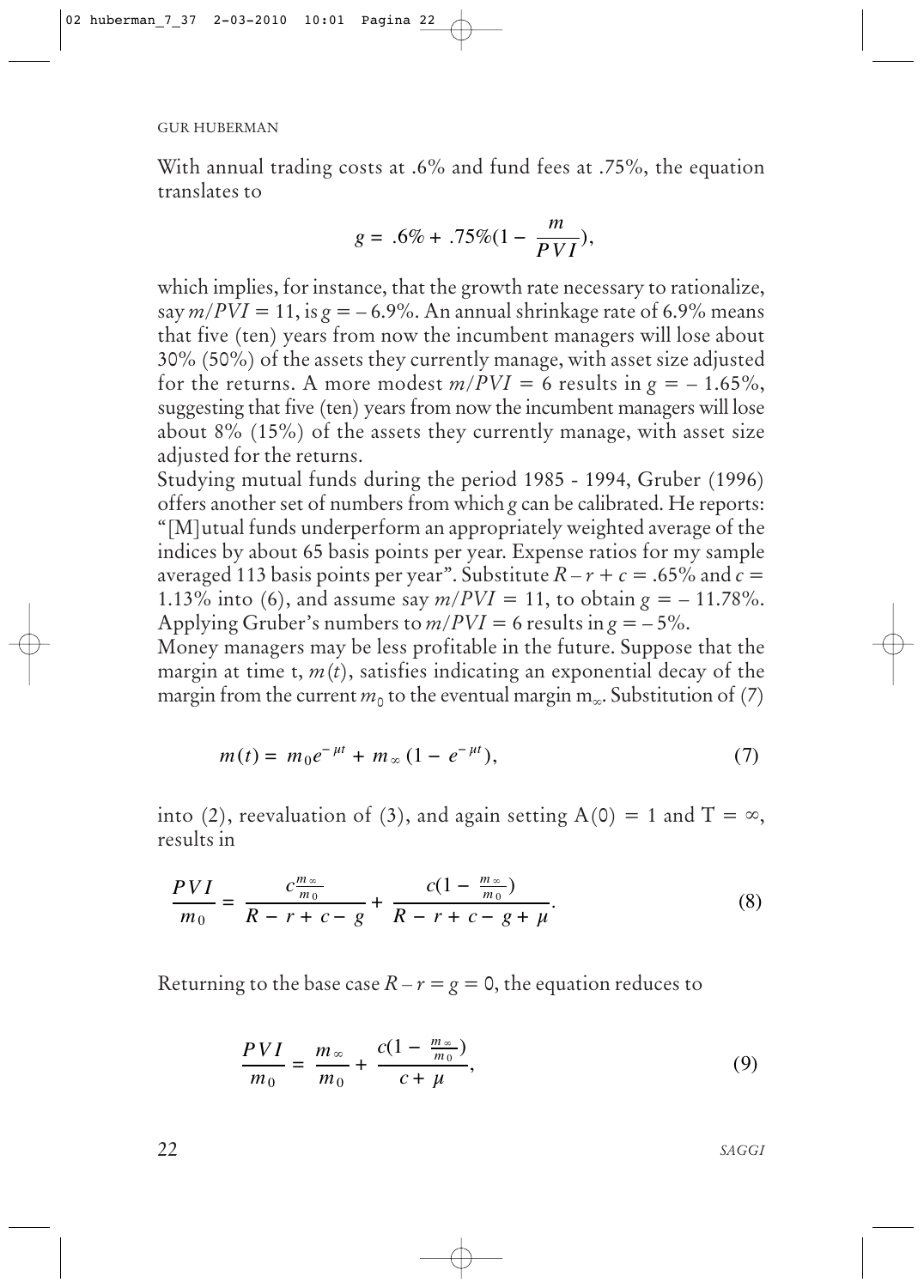With annual trading costs at .6% and fund fees at .75%, the equation translates to

$$g = .6\% + .75\%(1 - \frac{m}{PVI}),$$

which implies, for instance, that the growth rate necessary to rationalize, say $m/PVI = 11$, is $g = -6.9\%$. An annual shrinkage rate of 6.9% means that five (ten) years from now the incumbent managers will lose about 30% (50%) of the assets they currently manage, with asset size adjusted for the returns. A more modest $m/PVI = 6$ results in $g = -1.65\%$, suggesting that five (ten) years from now the incumbent managers will lose about 8% (15%) of the assets they currently manage, with asset size adjusted for the returns.

Studying mutual funds during the period 1985 - 1994, Gruber (1996) offers another set of numbers from which $g$ can be calibrated. He reports: "[M]utual funds underperform an appropriately weighted average of the indices by about 65 basis points per year. Expense ratios for my sample averaged 113 basis points per year". Substitute $R - r + c = .65\%$ and $c = 1.13\%$ into (6), and assume say $m/PVI = 11$, to obtain $g = -11.78\%$. Applying Gruber's numbers to $m/PVI = 6$ results in $g = -5\%$.

Money managers may be less profitable in the future. Suppose that the margin at time t, $m(t)$, satisfies indicating an exponential decay of the margin from the current $m_0$ to the eventual margin $m_\infty$. Substitution of (7)

$$m(t) = m_0 e^{-\mu t} + m_\infty (1 - e^{-\mu t}), \tag{7}$$

into (2), reevaluation of (3), and again setting $A(0) = 1$ and $T = \infty$, results in

$$\frac{PVI}{m_0} = \frac{c\frac{m_\infty}{m_0}}{R - r + c - g} + \frac{c(1 - \frac{m_\infty}{m_0})}{R - r + c - g + \mu}. \tag{8}$$

Returning to the base case $R - r = g = 0$, the equation reduces to

$$\frac{PVI}{m_0} = \frac{m_\infty}{m_0} + \frac{c(1 - \frac{m_\infty}{m_0})}{c + \mu}, \tag{9}$$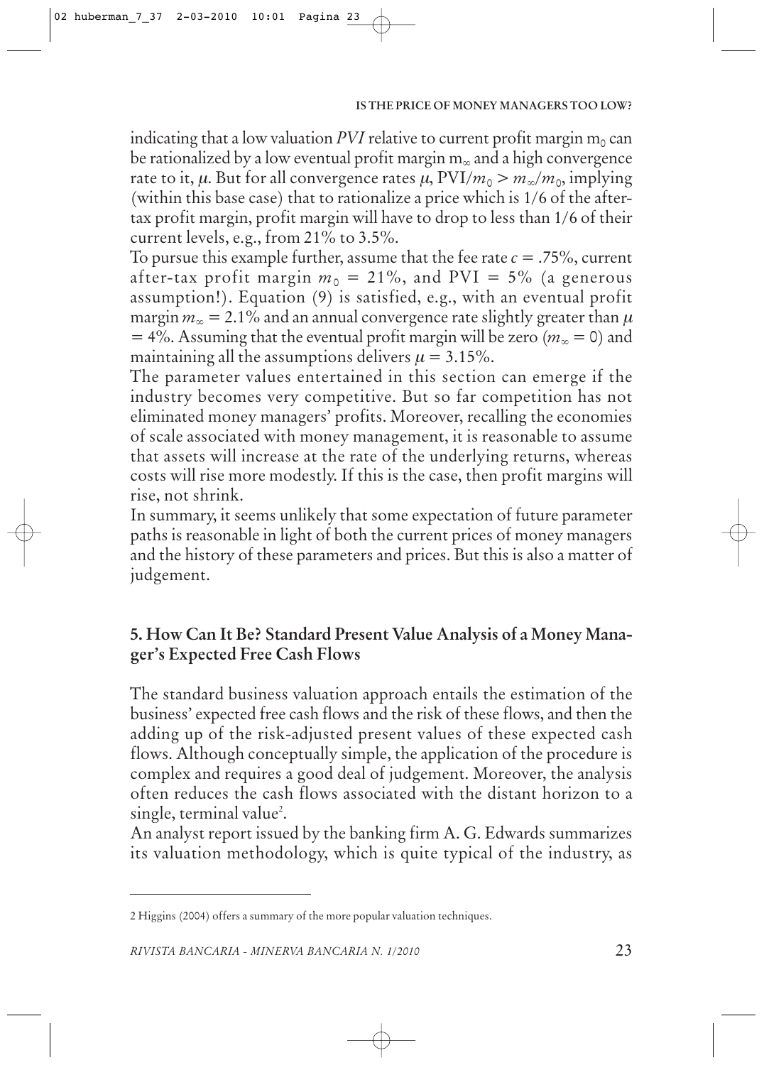indicating that a low valuation *PVI* relative to current profit margin $m_0$ can be rationalized by a low eventual profit margin $m_\infty$ and a high convergence rate to it, $\mu$. But for all convergence rates $\mu$, $\text{PVI}/m_0 > m_\infty/m_0$, implying (within this base case) that to rationalize a price which is 1/6 of the after-tax profit margin, profit margin will have to drop to less than 1/6 of their current levels, e.g., from 21% to 3.5%.

To pursue this example further, assume that the fee rate $c = .75\%$, current after-tax profit margin $m_0 = 21\%$, and PVI = 5% (a generous assumption!). Equation (9) is satisfied, e.g., with an eventual profit margin $m_\infty = 2.1\%$ and an annual convergence rate slightly greater than $\mu = 4\%$. Assuming that the eventual profit margin will be zero ($m_\infty = 0$) and maintaining all the assumptions delivers $\mu = 3.15\%$.

The parameter values entertained in this section can emerge if the industry becomes very competitive. But so far competition has not eliminated money managers' profits. Moreover, recalling the economies of scale associated with money management, it is reasonable to assume that assets will increase at the rate of the underlying returns, whereas costs will rise more modestly. If this is the case, then profit margins will rise, not shrink.

In summary, it seems unlikely that some expectation of future parameter paths is reasonable in light of both the current prices of money managers and the history of these parameters and prices. But this is also a matter of judgement.

## 5. How Can It Be? Standard Present Value Analysis of a Money Manager's Expected Free Cash Flows

The standard business valuation approach entails the estimation of the business' expected free cash flows and the risk of these flows, and then the adding up of the risk-adjusted present values of these expected cash flows. Although conceptually simple, the application of the procedure is complex and requires a good deal of judgement. Moreover, the analysis often reduces the cash flows associated with the distant horizon to a single, terminal value[2].

An analyst report issued by the banking firm A. G. Edwards summarizes its valuation methodology, which is quite typical of the industry, as

---

2 Higgins (2004) offers a summary of the more popular valuation techniques.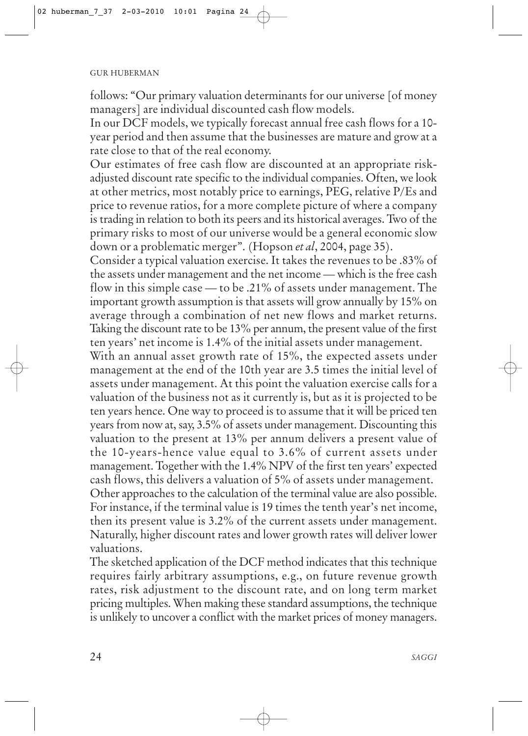follows: "Our primary valuation determinants for our universe [of money managers] are individual discounted cash flow models.
In our DCF models, we typically forecast annual free cash flows for a 10-year period and then assume that the businesses are mature and grow at a rate close to that of the real economy.
Our estimates of free cash flow are discounted at an appropriate risk-adjusted discount rate specific to the individual companies. Often, we look at other metrics, most notably price to earnings, PEG, relative P/Es and price to revenue ratios, for a more complete picture of where a company is trading in relation to both its peers and its historical averages. Two of the primary risks to most of our universe would be a general economic slow down or a problematic merger". (Hopson *et al*, 2004, page 35).

Consider a typical valuation exercise. It takes the revenues to be .83% of the assets under management and the net income — which is the free cash flow in this simple case — to be .21% of assets under management. The important growth assumption is that assets will grow annually by 15% on average through a combination of net new flows and market returns. Taking the discount rate to be 13% per annum, the present value of the first ten years' net income is 1.4% of the initial assets under management.

With an annual asset growth rate of 15%, the expected assets under management at the end of the 10th year are 3.5 times the initial level of assets under management. At this point the valuation exercise calls for a valuation of the business not as it currently is, but as it is projected to be ten years hence. One way to proceed is to assume that it will be priced ten years from now at, say, 3.5% of assets under management. Discounting this valuation to the present at 13% per annum delivers a present value of the 10-years-hence value equal to 3.6% of current assets under management. Together with the 1.4% NPV of the first ten years' expected cash flows, this delivers a valuation of 5% of assets under management.

Other approaches to the calculation of the terminal value are also possible. For instance, if the terminal value is 19 times the tenth year's net income, then its present value is 3.2% of the current assets under management. Naturally, higher discount rates and lower growth rates will deliver lower valuations.

The sketched application of the DCF method indicates that this technique requires fairly arbitrary assumptions, e.g., on future revenue growth rates, risk adjustment to the discount rate, and on long term market pricing multiples. When making these standard assumptions, the technique is unlikely to uncover a conflict with the market prices of money managers.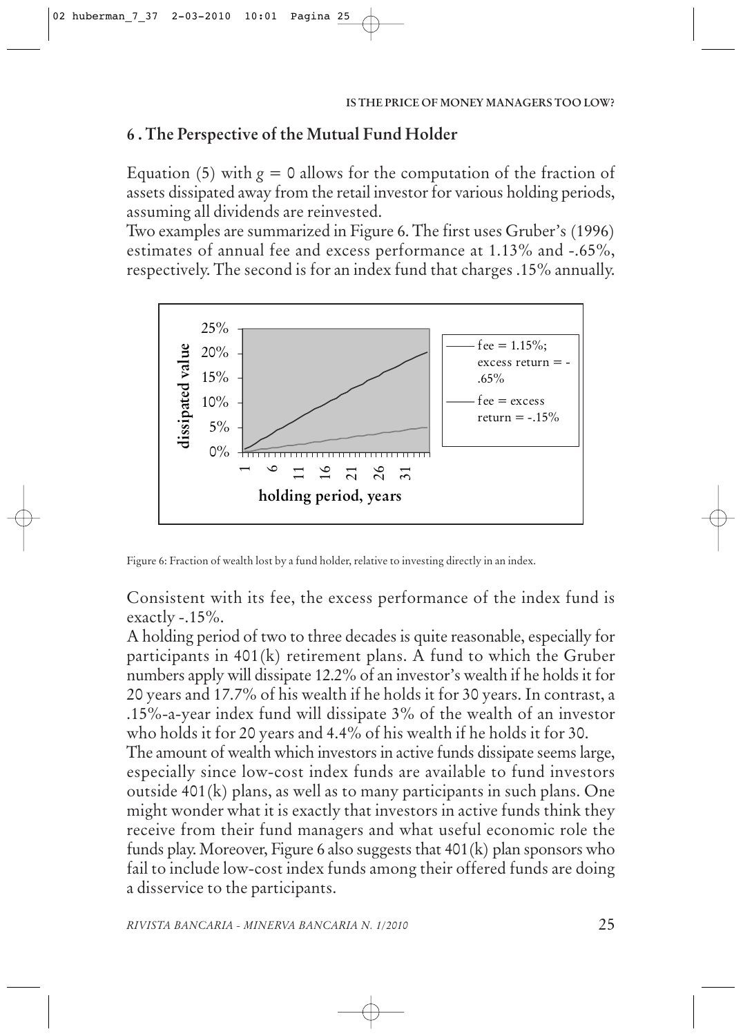## 6 . The Perspective of the Mutual Fund Holder

Equation (5) with $g = 0$ allows for the computation of the fraction of assets dissipated away from the retail investor for various holding periods, assuming all dividends are reinvested.

Two examples are summarized in Figure 6. The first uses Gruber's (1996) estimates of annual fee and excess performance at 1.13% and -.65%, respectively. The second is for an index fund that charges .15% annually.

Figure 6: Fraction of wealth lost by a fund holder, relative to investing directly in an index.

Consistent with its fee, the excess performance of the index fund is exactly -.15%.

A holding period of two to three decades is quite reasonable, especially for participants in 401(k) retirement plans. A fund to which the Gruber numbers apply will dissipate 12.2% of an investor's wealth if he holds it for 20 years and 17.7% of his wealth if he holds it for 30 years. In contrast, a .15%-a-year index fund will dissipate 3% of the wealth of an investor who holds it for 20 years and 4.4% of his wealth if he holds it for 30.

The amount of wealth which investors in active funds dissipate seems large, especially since low-cost index funds are available to fund investors outside 401(k) plans, as well as to many participants in such plans. One might wonder what it is exactly that investors in active funds think they receive from their fund managers and what useful economic role the funds play. Moreover, Figure 6 also suggests that 401(k) plan sponsors who fail to include low-cost index funds among their offered funds are doing a disservice to the participants.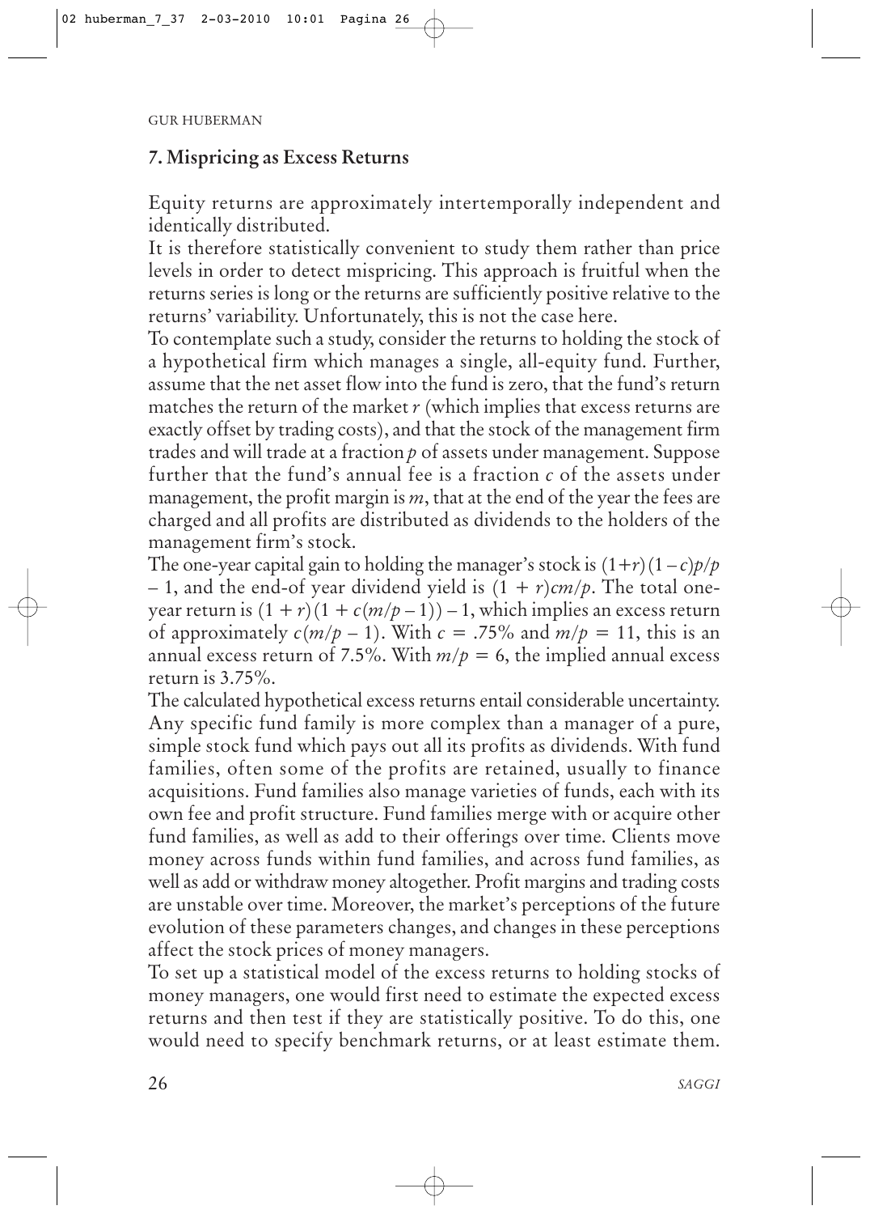## 7. Mispricing as Excess Returns

Equity returns are approximately intertemporally independent and identically distributed.

It is therefore statistically convenient to study them rather than price levels in order to detect mispricing. This approach is fruitful when the returns series is long or the returns are sufficiently positive relative to the returns' variability. Unfortunately, this is not the case here.

To contemplate such a study, consider the returns to holding the stock of a hypothetical firm which manages a single, all-equity fund. Further, assume that the net asset flow into the fund is zero, that the fund's return matches the return of the market $r$ (which implies that excess returns are exactly offset by trading costs), and that the stock of the management firm trades and will trade at a fraction $p$ of assets under management. Suppose further that the fund's annual fee is a fraction $c$ of the assets under management, the profit margin is $m$, that at the end of the year the fees are charged and all profits are distributed as dividends to the holders of the management firm's stock.

The one-year capital gain to holding the manager's stock is $(1+r)(1-c)p/p - 1$, and the end-of year dividend yield is $(1 + r)cm/p$. The total one-year return is $(1 + r)(1 + c(m/p - 1)) - 1$, which implies an excess return of approximately $c(m/p - 1)$. With $c = .75\%$ and $m/p = 11$, this is an annual excess return of 7.5%. With $m/p = 6$, the implied annual excess return is 3.75%.

The calculated hypothetical excess returns entail considerable uncertainty. Any specific fund family is more complex than a manager of a pure, simple stock fund which pays out all its profits as dividends. With fund families, often some of the profits are retained, usually to finance acquisitions. Fund families also manage varieties of funds, each with its own fee and profit structure. Fund families merge with or acquire other fund families, as well as add to their offerings over time. Clients move money across funds within fund families, and across fund families, as well as add or withdraw money altogether. Profit margins and trading costs are unstable over time. Moreover, the market's perceptions of the future evolution of these parameters changes, and changes in these perceptions affect the stock prices of money managers.

To set up a statistical model of the excess returns to holding stocks of money managers, one would first need to estimate the expected excess returns and then test if they are statistically positive. To do this, one would need to specify benchmark returns, or at least estimate them.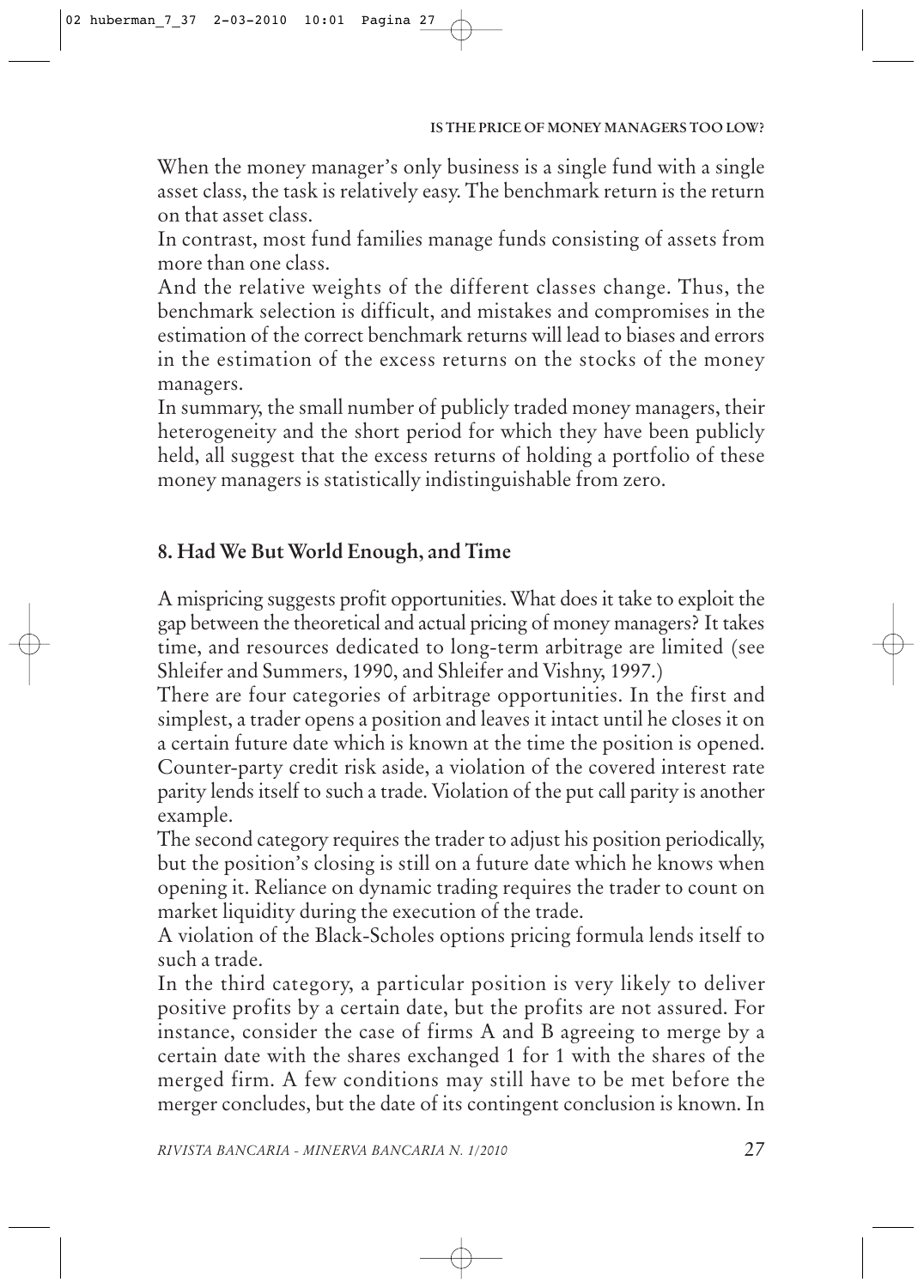When the money manager's only business is a single fund with a single asset class, the task is relatively easy. The benchmark return is the return on that asset class.

In contrast, most fund families manage funds consisting of assets from more than one class.

And the relative weights of the different classes change. Thus, the benchmark selection is difficult, and mistakes and compromises in the estimation of the correct benchmark returns will lead to biases and errors in the estimation of the excess returns on the stocks of the money managers.

In summary, the small number of publicly traded money managers, their heterogeneity and the short period for which they have been publicly held, all suggest that the excess returns of holding a portfolio of these money managers is statistically indistinguishable from zero.

## 8. Had We But World Enough, and Time

A mispricing suggests profit opportunities. What does it take to exploit the gap between the theoretical and actual pricing of money managers? It takes time, and resources dedicated to long-term arbitrage are limited (see Shleifer and Summers, 1990, and Shleifer and Vishny, 1997.)

There are four categories of arbitrage opportunities. In the first and simplest, a trader opens a position and leaves it intact until he closes it on a certain future date which is known at the time the position is opened. Counter-party credit risk aside, a violation of the covered interest rate parity lends itself to such a trade. Violation of the put call parity is another example.

The second category requires the trader to adjust his position periodically, but the position's closing is still on a future date which he knows when opening it. Reliance on dynamic trading requires the trader to count on market liquidity during the execution of the trade.

A violation of the Black-Scholes options pricing formula lends itself to such a trade.

In the third category, a particular position is very likely to deliver positive profits by a certain date, but the profits are not assured. For instance, consider the case of firms A and B agreeing to merge by a certain date with the shares exchanged 1 for 1 with the shares of the merged firm. A few conditions may still have to be met before the merger concludes, but the date of its contingent conclusion is known. In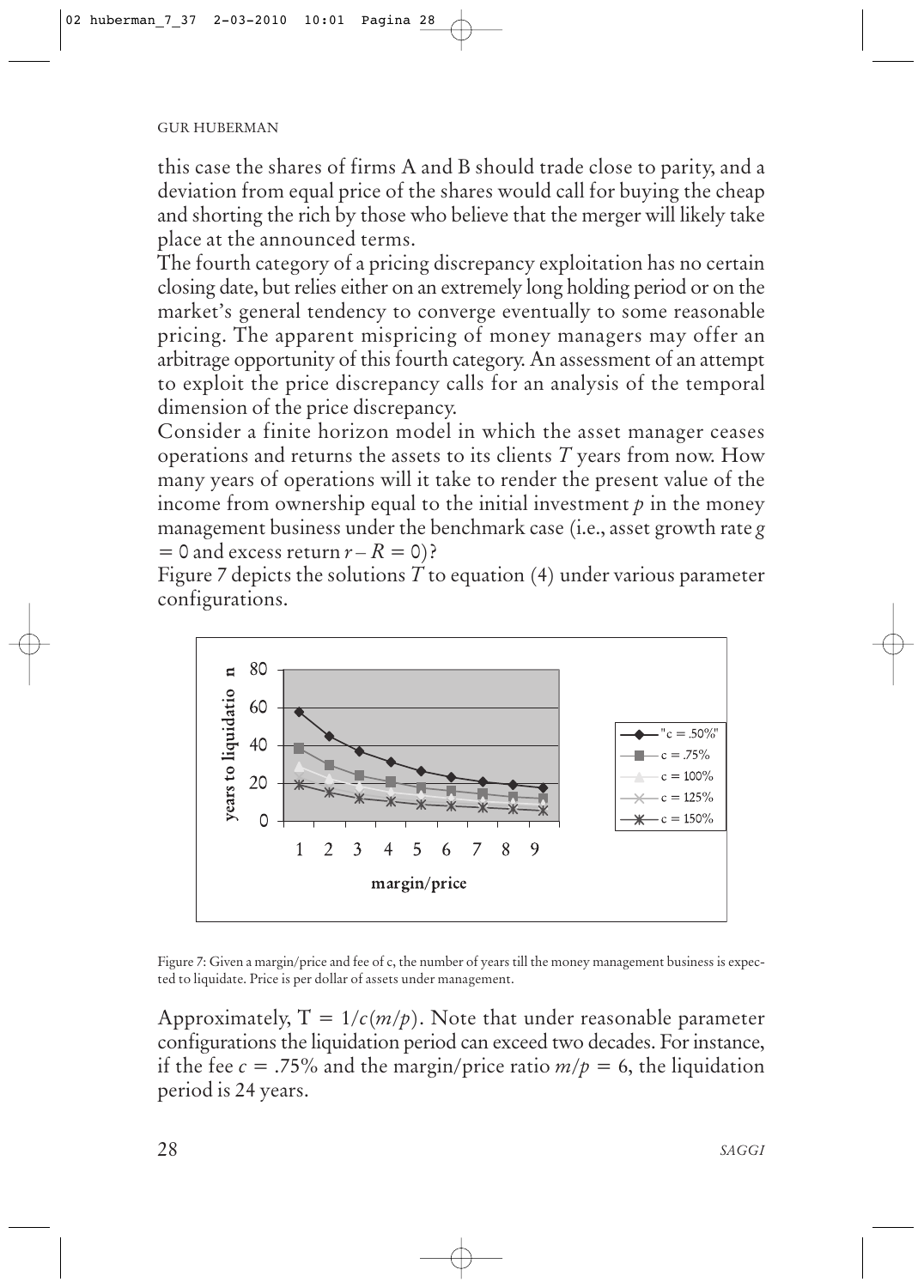this case the shares of firms A and B should trade close to parity, and a deviation from equal price of the shares would call for buying the cheap and shorting the rich by those who believe that the merger will likely take place at the announced terms.

The fourth category of a pricing discrepancy exploitation has no certain closing date, but relies either on an extremely long holding period or on the market's general tendency to converge eventually to some reasonable pricing. The apparent mispricing of money managers may offer an arbitrage opportunity of this fourth category. An assessment of an attempt to exploit the price discrepancy calls for an analysis of the temporal dimension of the price discrepancy.

Consider a finite horizon model in which the asset manager ceases operations and returns the assets to its clients $T$ years from now. How many years of operations will it take to render the present value of the income from ownership equal to the initial investment $p$ in the money management business under the benchmark case (i.e., asset growth rate $g = 0$ and excess return $r - R = 0$)?

Figure 7 depicts the solutions $T$ to equation (4) under various parameter configurations.

Figure 7: Given a margin/price and fee of c, the number of years till the money management business is expected to liquidate. Price is per dollar of assets under management.

Approximately, $T = 1/c(m/p)$. Note that under reasonable parameter configurations the liquidation period can exceed two decades. For instance, if the fee $c = .75\%$ and the margin/price ratio $m/p = 6$, the liquidation period is 24 years.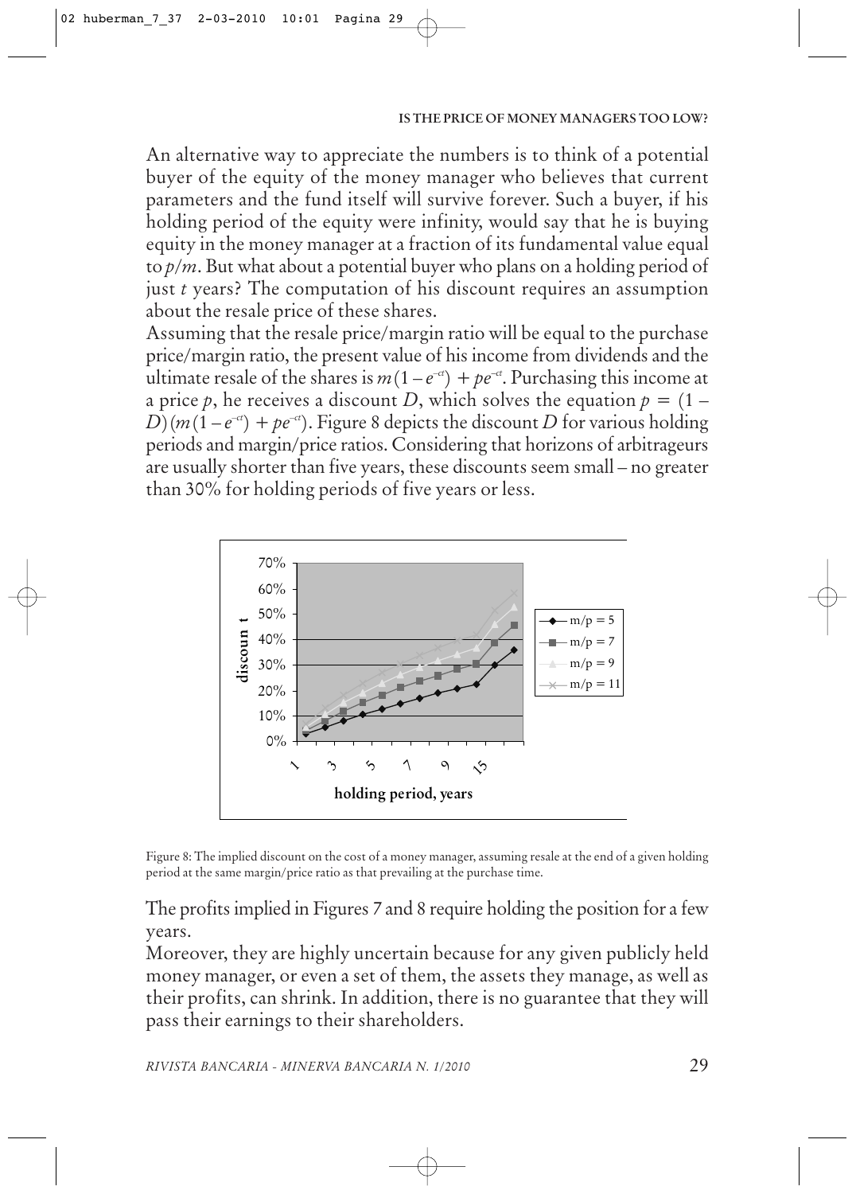An alternative way to appreciate the numbers is to think of a potential buyer of the equity of the money manager who believes that current parameters and the fund itself will survive forever. Such a buyer, if his holding period of the equity were infinity, would say that he is buying equity in the money manager at a fraction of its fundamental value equal to $p/m$. But what about a potential buyer who plans on a holding period of just $t$ years? The computation of his discount requires an assumption about the resale price of these shares.

Assuming that the resale price/margin ratio will be equal to the purchase price/margin ratio, the present value of his income from dividends and the ultimate resale of the shares is $m(1-e^{-ct}) + pe^{-ct}$. Purchasing this income at a price $p$, he receives a discount $D$, which solves the equation $p = (1 - D)(m(1-e^{-ct}) + pe^{-ct})$. Figure 8 depicts the discount $D$ for various holding periods and margin/price ratios. Considering that horizons of arbitrageurs are usually shorter than five years, these discounts seem small – no greater than 30% for holding periods of five years or less.

Figure 8: The implied discount on the cost of a money manager, assuming resale at the end of a given holding period at the same margin/price ratio as that prevailing at the purchase time.

The profits implied in Figures 7 and 8 require holding the position for a few years.

Moreover, they are highly uncertain because for any given publicly held money manager, or even a set of them, the assets they manage, as well as their profits, can shrink. In addition, there is no guarantee that they will pass their earnings to their shareholders.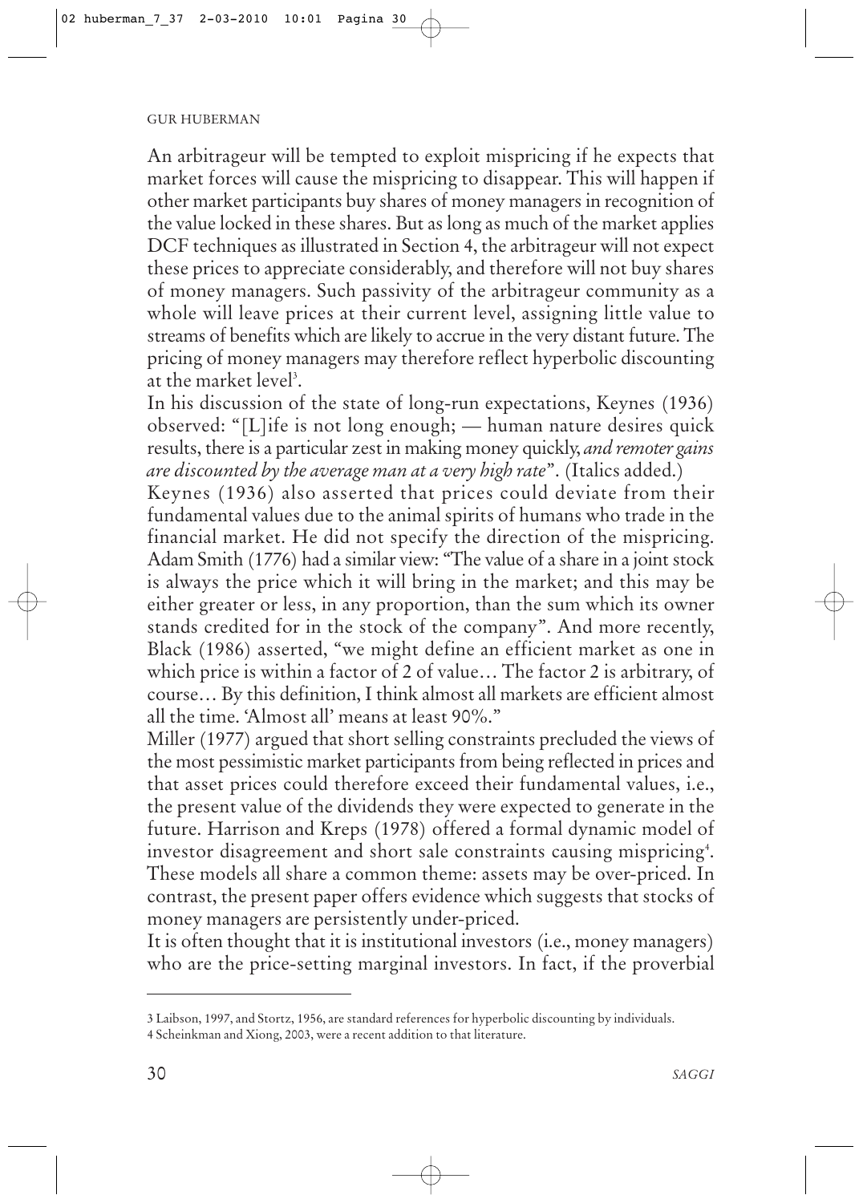An arbitrageur will be tempted to exploit mispricing if he expects that market forces will cause the mispricing to disappear. This will happen if other market participants buy shares of money managers in recognition of the value locked in these shares. But as long as much of the market applies DCF techniques as illustrated in Section 4, the arbitrageur will not expect these prices to appreciate considerably, and therefore will not buy shares of money managers. Such passivity of the arbitrageur community as a whole will leave prices at their current level, assigning little value to streams of benefits which are likely to accrue in the very distant future. The pricing of money managers may therefore reflect hyperbolic discounting at the market level[3].

In his discussion of the state of long-run expectations, Keynes (1936) observed: "[L]ife is not long enough; — human nature desires quick results, there is a particular zest in making money quickly, *and remoter gains are discounted by the average man at a very high rate*". (Italics added.)

Keynes (1936) also asserted that prices could deviate from their fundamental values due to the animal spirits of humans who trade in the financial market. He did not specify the direction of the mispricing. Adam Smith (1776) had a similar view: "The value of a share in a joint stock is always the price which it will bring in the market; and this may be either greater or less, in any proportion, than the sum which its owner stands credited for in the stock of the company". And more recently, Black (1986) asserted, "we might define an efficient market as one in which price is within a factor of 2 of value… The factor 2 is arbitrary, of course… By this definition, I think almost all markets are efficient almost all the time. 'Almost all' means at least 90%."

Miller (1977) argued that short selling constraints precluded the views of the most pessimistic market participants from being reflected in prices and that asset prices could therefore exceed their fundamental values, i.e., the present value of the dividends they were expected to generate in the future. Harrison and Kreps (1978) offered a formal dynamic model of investor disagreement and short sale constraints causing mispricing[4]. These models all share a common theme: assets may be over-priced. In contrast, the present paper offers evidence which suggests that stocks of money managers are persistently under-priced.

It is often thought that it is institutional investors (i.e., money managers) who are the price-setting marginal investors. In fact, if the proverbial

---

3 Laibson, 1997, and Stortz, 1956, are standard references for hyperbolic discounting by individuals.

4 Scheinkman and Xiong, 2003, were a recent addition to that literature.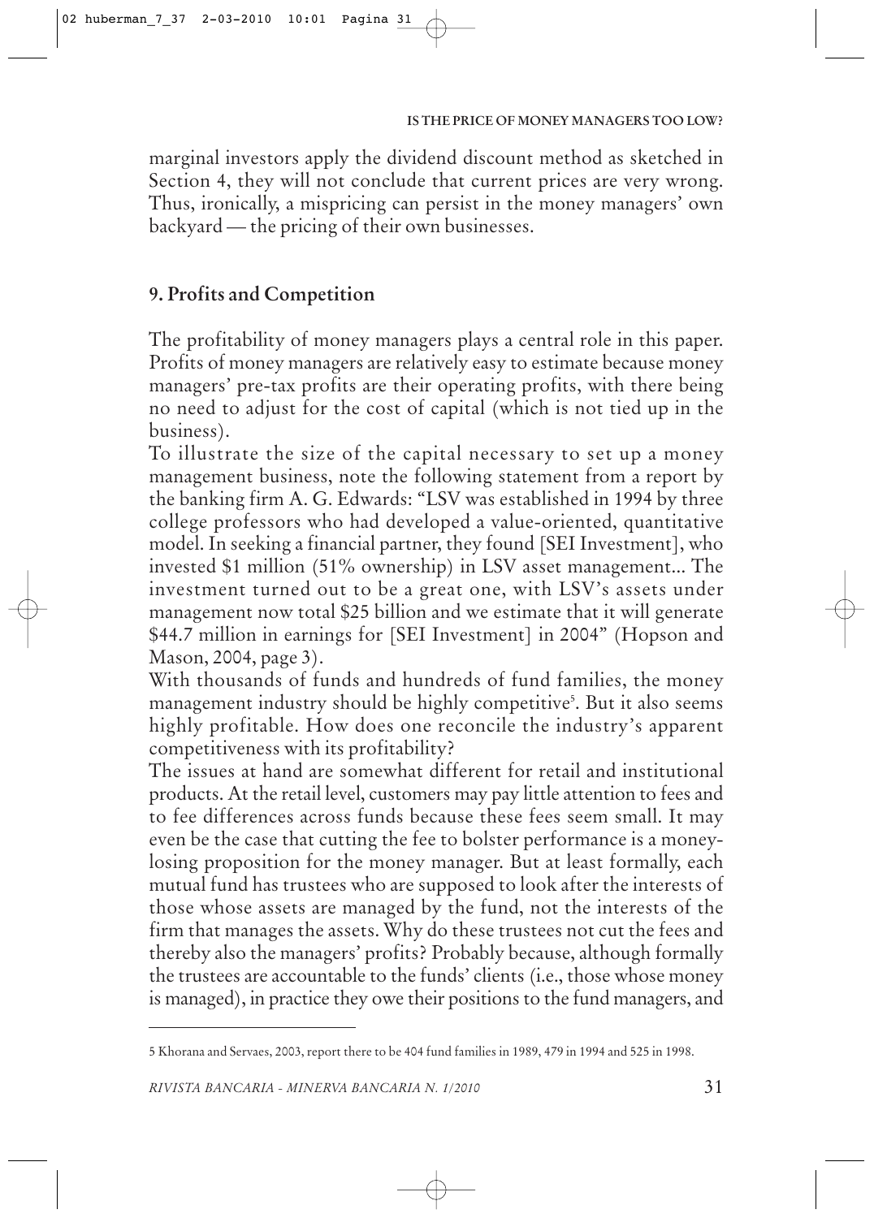marginal investors apply the dividend discount method as sketched in Section 4, they will not conclude that current prices are very wrong. Thus, ironically, a mispricing can persist in the money managers' own backyard — the pricing of their own businesses.

## 9. Profits and Competition

The profitability of money managers plays a central role in this paper. Profits of money managers are relatively easy to estimate because money managers' pre-tax profits are their operating profits, with there being no need to adjust for the cost of capital (which is not tied up in the business).

To illustrate the size of the capital necessary to set up a money management business, note the following statement from a report by the banking firm A. G. Edwards: "LSV was established in 1994 by three college professors who had developed a value-oriented, quantitative model. In seeking a financial partner, they found [SEI Investment], who invested $1 million (51% ownership) in LSV asset management... The investment turned out to be a great one, with LSV's assets under management now total $25 billion and we estimate that it will generate $44.7 million in earnings for [SEI Investment] in 2004" (Hopson and Mason, 2004, page 3).

With thousands of funds and hundreds of fund families, the money management industry should be highly competitive[5]. But it also seems highly profitable. How does one reconcile the industry's apparent competitiveness with its profitability?

The issues at hand are somewhat different for retail and institutional products. At the retail level, customers may pay little attention to fees and to fee differences across funds because these fees seem small. It may even be the case that cutting the fee to bolster performance is a money-losing proposition for the money manager. But at least formally, each mutual fund has trustees who are supposed to look after the interests of those whose assets are managed by the fund, not the interests of the firm that manages the assets. Why do these trustees not cut the fees and thereby also the managers' profits? Probably because, although formally the trustees are accountable to the funds' clients (i.e., those whose money is managed), in practice they owe their positions to the fund managers, and

---

5 Khorana and Servaes, 2003, report there to be 404 fund families in 1989, 479 in 1994 and 525 in 1998.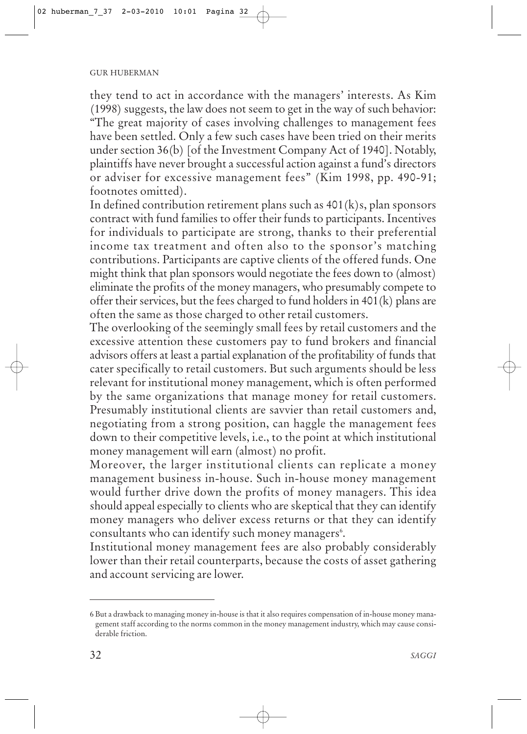they tend to act in accordance with the managers' interests. As Kim (1998) suggests, the law does not seem to get in the way of such behavior: "The great majority of cases involving challenges to management fees have been settled. Only a few such cases have been tried on their merits under section 36(b) [of the Investment Company Act of 1940]. Notably, plaintiffs have never brought a successful action against a fund's directors or adviser for excessive management fees" (Kim 1998, pp. 490-91; footnotes omitted).

In defined contribution retirement plans such as 401(k)s, plan sponsors contract with fund families to offer their funds to participants. Incentives for individuals to participate are strong, thanks to their preferential income tax treatment and often also to the sponsor's matching contributions. Participants are captive clients of the offered funds. One might think that plan sponsors would negotiate the fees down to (almost) eliminate the profits of the money managers, who presumably compete to offer their services, but the fees charged to fund holders in 401(k) plans are often the same as those charged to other retail customers.

The overlooking of the seemingly small fees by retail customers and the excessive attention these customers pay to fund brokers and financial advisors offers at least a partial explanation of the profitability of funds that cater specifically to retail customers. But such arguments should be less relevant for institutional money management, which is often performed by the same organizations that manage money for retail customers. Presumably institutional clients are savvier than retail customers and, negotiating from a strong position, can haggle the management fees down to their competitive levels, i.e., to the point at which institutional money management will earn (almost) no profit.

Moreover, the larger institutional clients can replicate a money management business in-house. Such in-house money management would further drive down the profits of money managers. This idea should appeal especially to clients who are skeptical that they can identify money managers who deliver excess returns or that they can identify consultants who can identify such money managers[6].

Institutional money management fees are also probably considerably lower than their retail counterparts, because the costs of asset gathering and account servicing are lower.

---

6 But a drawback to managing money in-house is that it also requires compensation of in-house money management staff according to the norms common in the money management industry, which may cause considerable friction.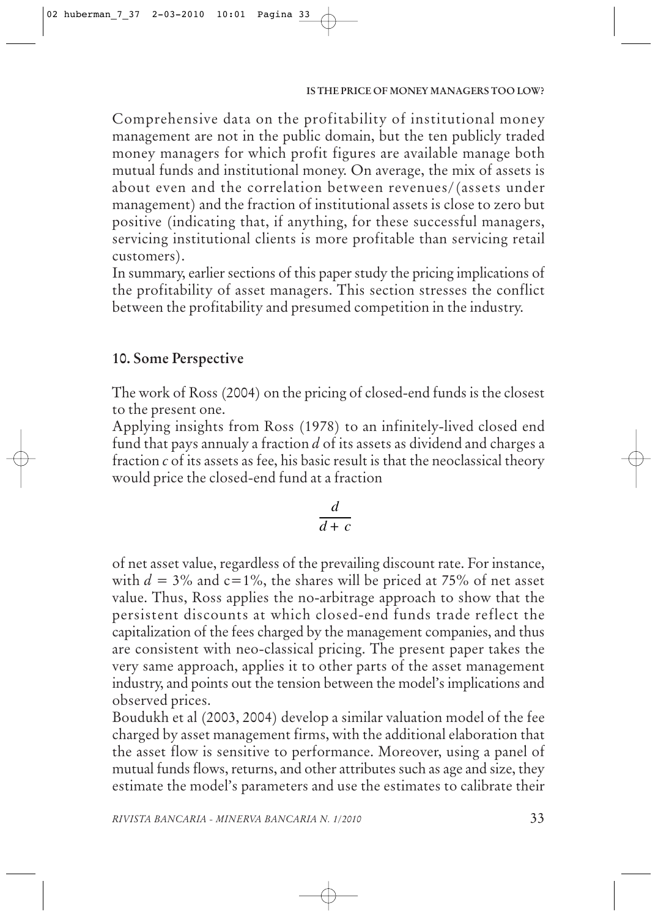Comprehensive data on the profitability of institutional money management are not in the public domain, but the ten publicly traded money managers for which profit figures are available manage both mutual funds and institutional money. On average, the mix of assets is about even and the correlation between revenues/(assets under management) and the fraction of institutional assets is close to zero but positive (indicating that, if anything, for these successful managers, servicing institutional clients is more profitable than servicing retail customers).

In summary, earlier sections of this paper study the pricing implications of the profitability of asset managers. This section stresses the conflict between the profitability and presumed competition in the industry.

## 10. Some Perspective

The work of Ross (2004) on the pricing of closed-end funds is the closest to the present one.

Applying insights from Ross (1978) to an infinitely-lived closed end fund that pays annualy a fraction $d$ of its assets as dividend and charges a fraction $c$ of its assets as fee, his basic result is that the neoclassical theory would price the closed-end fund at a fraction

$$\frac{d}{d + c}$$

of net asset value, regardless of the prevailing discount rate. For instance, with $d = 3\%$ and $c=1\%$, the shares will be priced at 75% of net asset value. Thus, Ross applies the no-arbitrage approach to show that the persistent discounts at which closed-end funds trade reflect the capitalization of the fees charged by the management companies, and thus are consistent with neo-classical pricing. The present paper takes the very same approach, applies it to other parts of the asset management industry, and points out the tension between the model's implications and observed prices.

Boudukh et al (2003, 2004) develop a similar valuation model of the fee charged by asset management firms, with the additional elaboration that the asset flow is sensitive to performance. Moreover, using a panel of mutual funds flows, returns, and other attributes such as age and size, they estimate the model's parameters and use the estimates to calibrate their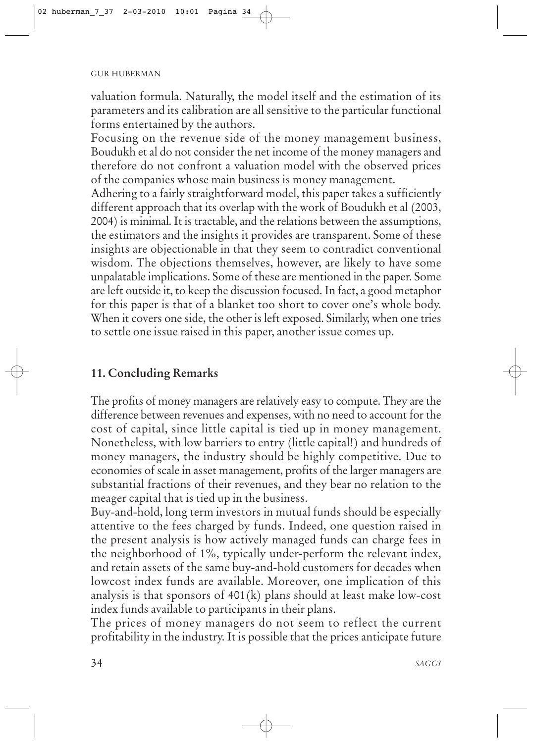valuation formula. Naturally, the model itself and the estimation of its parameters and its calibration are all sensitive to the particular functional forms entertained by the authors.

Focusing on the revenue side of the money management business, Boudukh et al do not consider the net income of the money managers and therefore do not confront a valuation model with the observed prices of the companies whose main business is money management.

Adhering to a fairly straightforward model, this paper takes a sufficiently different approach that its overlap with the work of Boudukh et al (2003, 2004) is minimal. It is tractable, and the relations between the assumptions, the estimators and the insights it provides are transparent. Some of these insights are objectionable in that they seem to contradict conventional wisdom. The objections themselves, however, are likely to have some unpalatable implications. Some of these are mentioned in the paper. Some are left outside it, to keep the discussion focused. In fact, a good metaphor for this paper is that of a blanket too short to cover one's whole body. When it covers one side, the other is left exposed. Similarly, when one tries to settle one issue raised in this paper, another issue comes up.

## 11. Concluding Remarks

The profits of money managers are relatively easy to compute. They are the difference between revenues and expenses, with no need to account for the cost of capital, since little capital is tied up in money management. Nonetheless, with low barriers to entry (little capital!) and hundreds of money managers, the industry should be highly competitive. Due to economies of scale in asset management, profits of the larger managers are substantial fractions of their revenues, and they bear no relation to the meager capital that is tied up in the business.

Buy-and-hold, long term investors in mutual funds should be especially attentive to the fees charged by funds. Indeed, one question raised in the present analysis is how actively managed funds can charge fees in the neighborhood of 1%, typically under-perform the relevant index, and retain assets of the same buy-and-hold customers for decades when lowcost index funds are available. Moreover, one implication of this analysis is that sponsors of 401(k) plans should at least make low-cost index funds available to participants in their plans.

The prices of money managers do not seem to reflect the current profitability in the industry. It is possible that the prices anticipate future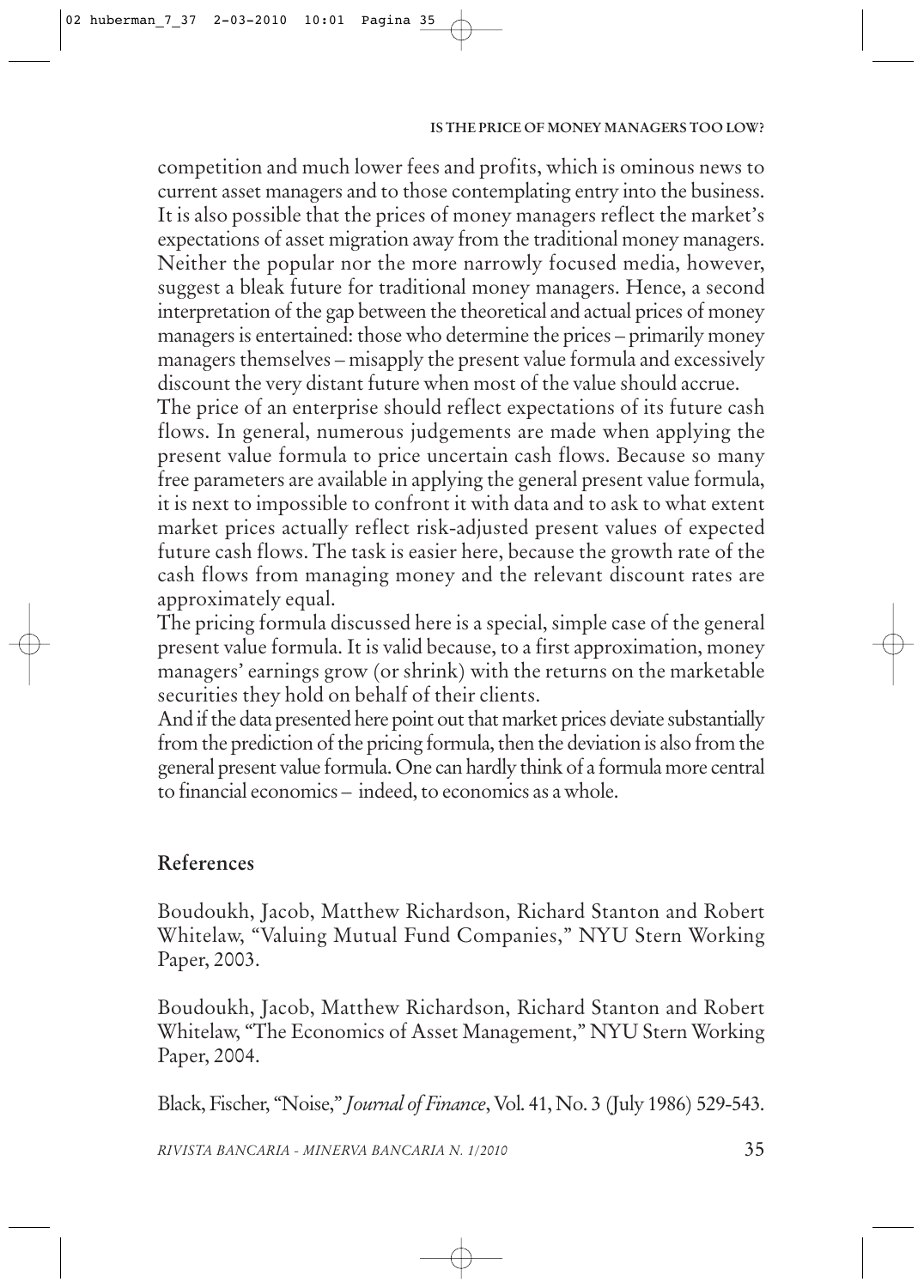competition and much lower fees and profits, which is ominous news to current asset managers and to those contemplating entry into the business. It is also possible that the prices of money managers reflect the market's expectations of asset migration away from the traditional money managers. Neither the popular nor the more narrowly focused media, however, suggest a bleak future for traditional money managers. Hence, a second interpretation of the gap between the theoretical and actual prices of money managers is entertained: those who determine the prices – primarily money managers themselves – misapply the present value formula and excessively discount the very distant future when most of the value should accrue.

The price of an enterprise should reflect expectations of its future cash flows. In general, numerous judgements are made when applying the present value formula to price uncertain cash flows. Because so many free parameters are available in applying the general present value formula, it is next to impossible to confront it with data and to ask to what extent market prices actually reflect risk-adjusted present values of expected future cash flows. The task is easier here, because the growth rate of the cash flows from managing money and the relevant discount rates are approximately equal.

The pricing formula discussed here is a special, simple case of the general present value formula. It is valid because, to a first approximation, money managers' earnings grow (or shrink) with the returns on the marketable securities they hold on behalf of their clients.

And if the data presented here point out that market prices deviate substantially from the prediction of the pricing formula, then the deviation is also from the general present value formula. One can hardly think of a formula more central to financial economics – indeed, to economics as a whole.

## References

Boudoukh, Jacob, Matthew Richardson, Richard Stanton and Robert Whitelaw, "Valuing Mutual Fund Companies," NYU Stern Working Paper, 2003.

Boudoukh, Jacob, Matthew Richardson, Richard Stanton and Robert Whitelaw, "The Economics of Asset Management," NYU Stern Working Paper, 2004.

Black, Fischer, "Noise," *Journal of Finance*, Vol. 41, No. 3 (July 1986) 529-543.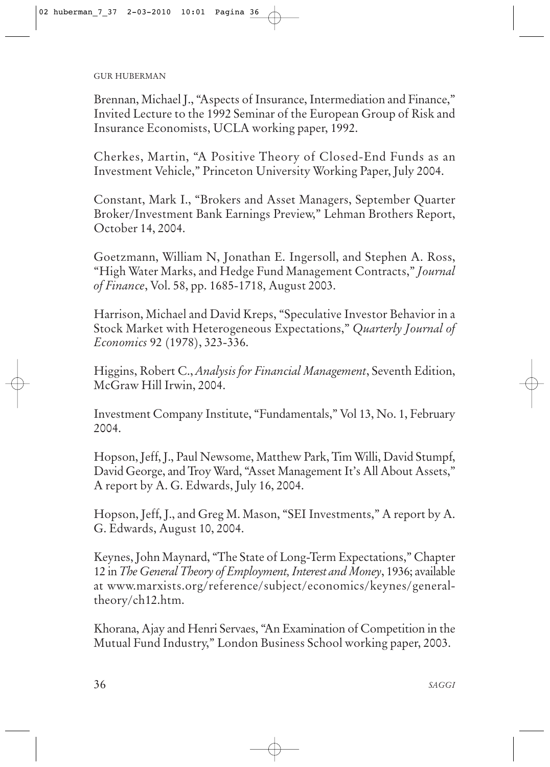Brennan, Michael J., "Aspects of Insurance, Intermediation and Finance," Invited Lecture to the 1992 Seminar of the European Group of Risk and Insurance Economists, UCLA working paper, 1992.

Cherkes, Martin, "A Positive Theory of Closed-End Funds as an Investment Vehicle," Princeton University Working Paper, July 2004.

Constant, Mark I., "Brokers and Asset Managers, September Quarter Broker/Investment Bank Earnings Preview," Lehman Brothers Report, October 14, 2004.

Goetzmann, William N, Jonathan E. Ingersoll, and Stephen A. Ross, "High Water Marks, and Hedge Fund Management Contracts," *Journal of Finance*, Vol. 58, pp. 1685-1718, August 2003.

Harrison, Michael and David Kreps, "Speculative Investor Behavior in a Stock Market with Heterogeneous Expectations," *Quarterly Journal of Economics* 92 (1978), 323-336.

Higgins, Robert C., *Analysis for Financial Management*, Seventh Edition, McGraw Hill Irwin, 2004.

Investment Company Institute, "Fundamentals," Vol 13, No. 1, February 2004.

Hopson, Jeff, J., Paul Newsome, Matthew Park, Tim Willi, David Stumpf, David George, and Troy Ward, "Asset Management It's All About Assets," A report by A. G. Edwards, July 16, 2004.

Hopson, Jeff, J., and Greg M. Mason, "SEI Investments," A report by A. G. Edwards, August 10, 2004.

Keynes, John Maynard, "The State of Long-Term Expectations," Chapter 12 in *The General Theory of Employment, Interest and Money*, 1936; available at www.marxists.org/reference/subject/economics/keynes/general-theory/ch12.htm.

Khorana, Ajay and Henri Servaes, "An Examination of Competition in the Mutual Fund Industry," London Business School working paper, 2003.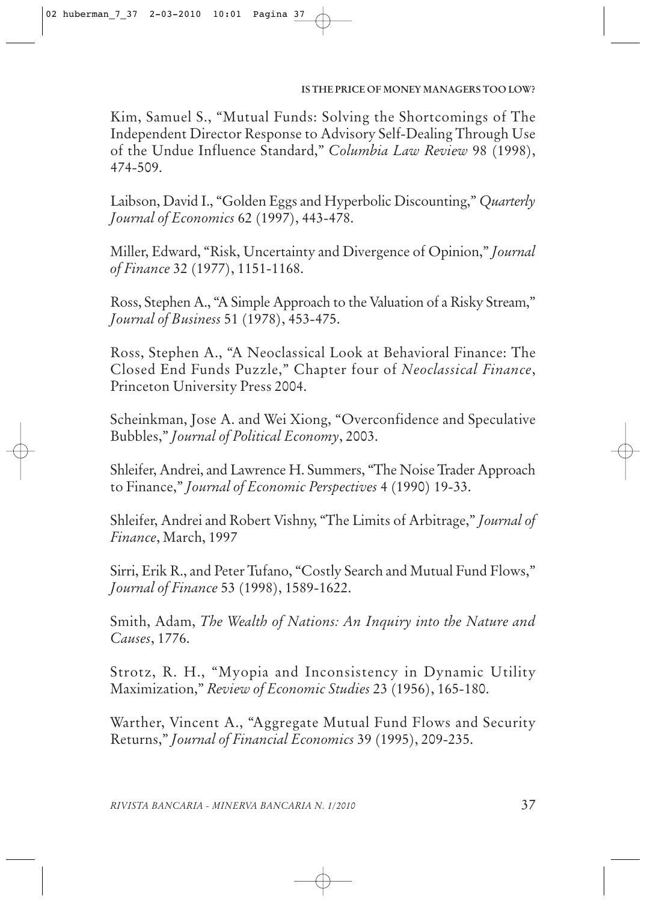Kim, Samuel S., "Mutual Funds: Solving the Shortcomings of The Independent Director Response to Advisory Self-Dealing Through Use of the Undue Influence Standard," *Columbia Law Review* 98 (1998), 474-509.

Laibson, David I., "Golden Eggs and Hyperbolic Discounting," *Quarterly Journal of Economics* 62 (1997), 443-478.

Miller, Edward, "Risk, Uncertainty and Divergence of Opinion," *Journal of Finance* 32 (1977), 1151-1168.

Ross, Stephen A., "A Simple Approach to the Valuation of a Risky Stream," *Journal of Business* 51 (1978), 453-475.

Ross, Stephen A., "A Neoclassical Look at Behavioral Finance: The Closed End Funds Puzzle," Chapter four of *Neoclassical Finance*, Princeton University Press 2004.

Scheinkman, Jose A. and Wei Xiong, "Overconfidence and Speculative Bubbles," *Journal of Political Economy*, 2003.

Shleifer, Andrei, and Lawrence H. Summers, "The Noise Trader Approach to Finance," *Journal of Economic Perspectives* 4 (1990) 19-33.

Shleifer, Andrei and Robert Vishny, "The Limits of Arbitrage," *Journal of Finance*, March, 1997

Sirri, Erik R., and Peter Tufano, "Costly Search and Mutual Fund Flows," *Journal of Finance* 53 (1998), 1589-1622.

Smith, Adam, *The Wealth of Nations: An Inquiry into the Nature and Causes*, 1776.

Strotz, R. H., "Myopia and Inconsistency in Dynamic Utility Maximization," *Review of Economic Studies* 23 (1956), 165-180.

Warther, Vincent A., "Aggregate Mutual Fund Flows and Security Returns," *Journal of Financial Economics* 39 (1995), 209-235.